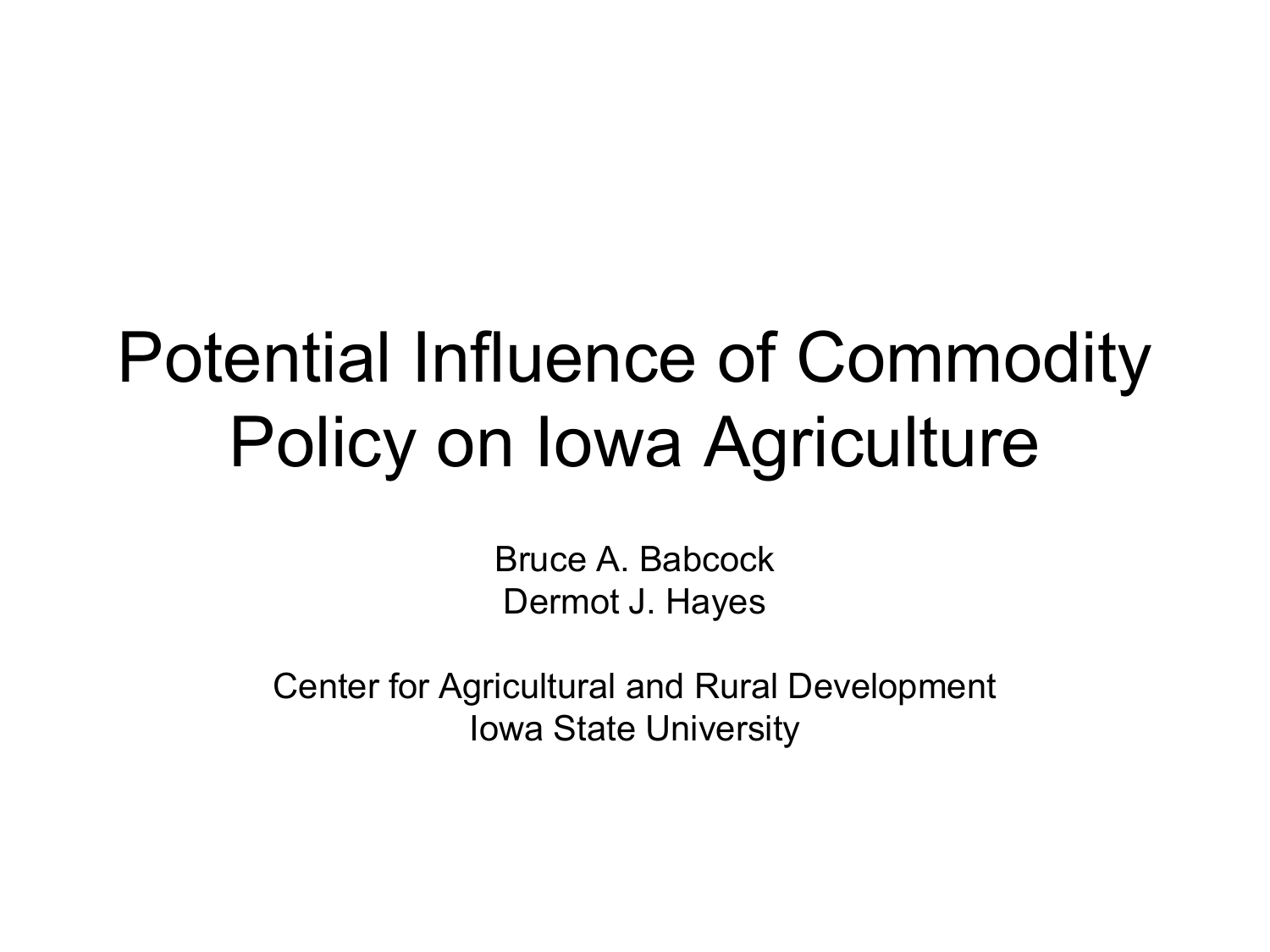# Potential Influence of Commodity Policy on Iowa Agriculture

Bruce A. Babcock
Dermot J. Hayes

Center for Agricultural and Rural Development
Iowa State University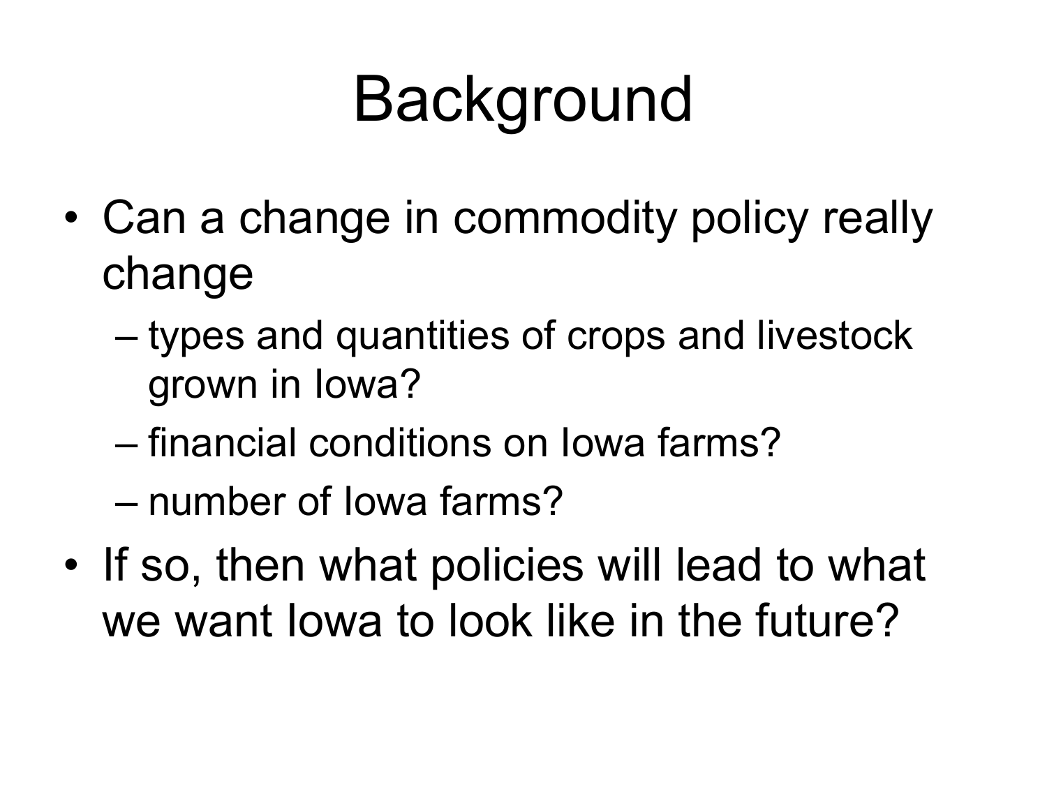# Background

- Can a change in commodity policy really change
  - types and quantities of crops and livestock grown in Iowa?
  - financial conditions on Iowa farms?
  - number of Iowa farms?
- If so, then what policies will lead to what we want Iowa to look like in the future?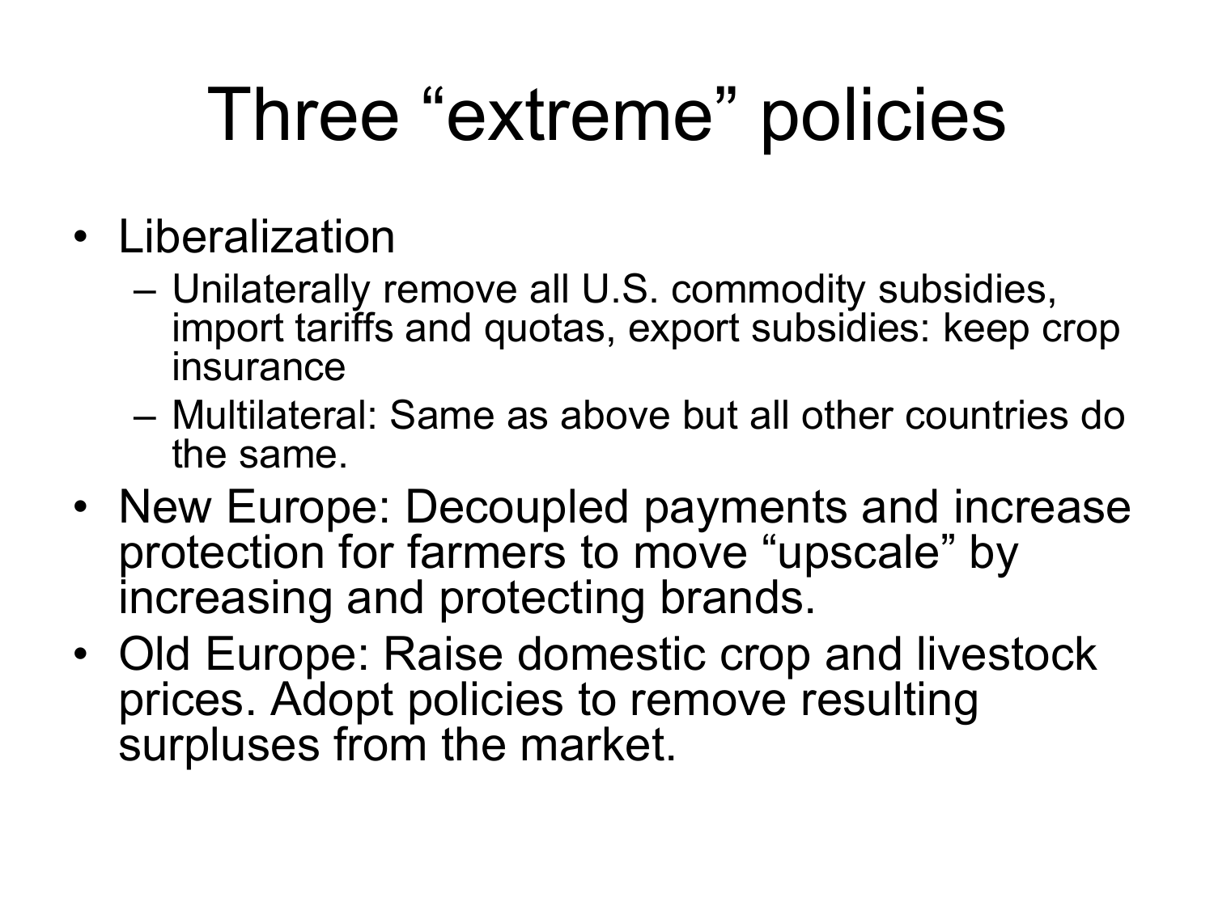# Three "extreme" policies

- Liberalization
  - Unilaterally remove all U.S. commodity subsidies, import tariffs and quotas, export subsidies: keep crop insurance
  - Multilateral: Same as above but all other countries do the same.
- New Europe: Decoupled payments and increase protection for farmers to move "upscale" by increasing and protecting brands.
- Old Europe: Raise domestic crop and livestock prices. Adopt policies to remove resulting surpluses from the market.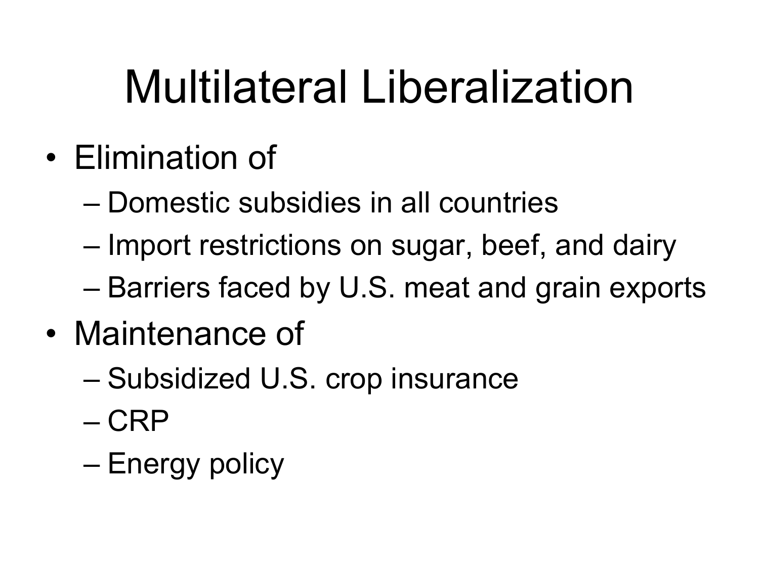# Multilateral Liberalization

- Elimination of
  - Domestic subsidies in all countries
  - Import restrictions on sugar, beef, and dairy
  - Barriers faced by U.S. meat and grain exports
- Maintenance of
  - Subsidized U.S. crop insurance
  - CRP
  - Energy policy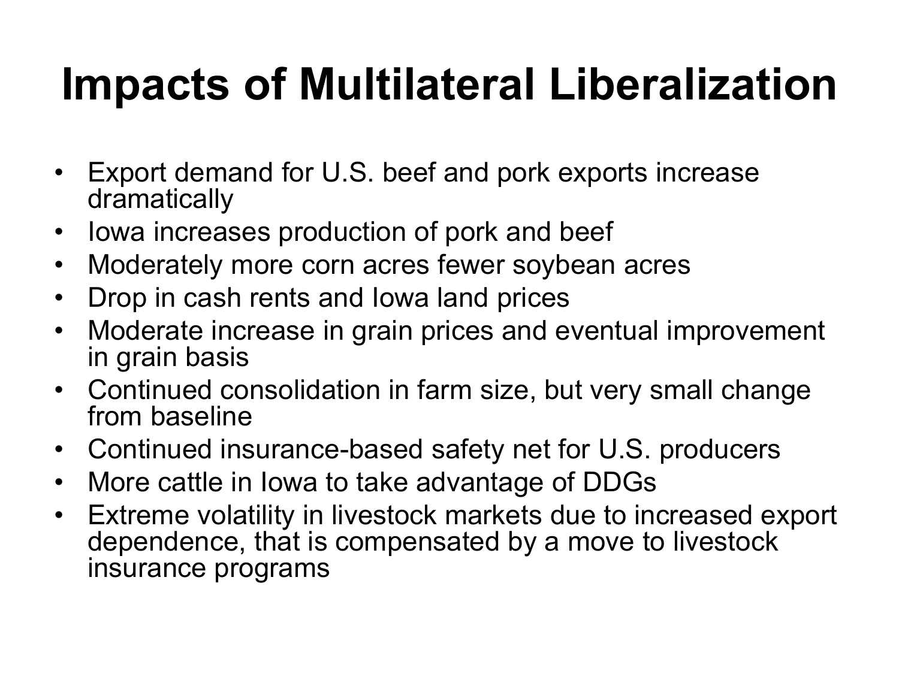# Impacts of Multilateral Liberalization

- Export demand for U.S. beef and pork exports increase dramatically
- Iowa increases production of pork and beef
- Moderately more corn acres fewer soybean acres
- Drop in cash rents and Iowa land prices
- Moderate increase in grain prices and eventual improvement in grain basis
- Continued consolidation in farm size, but very small change from baseline
- Continued insurance-based safety net for U.S. producers
- More cattle in Iowa to take advantage of DDGs
- Extreme volatility in livestock markets due to increased export dependence, that is compensated by a move to livestock insurance programs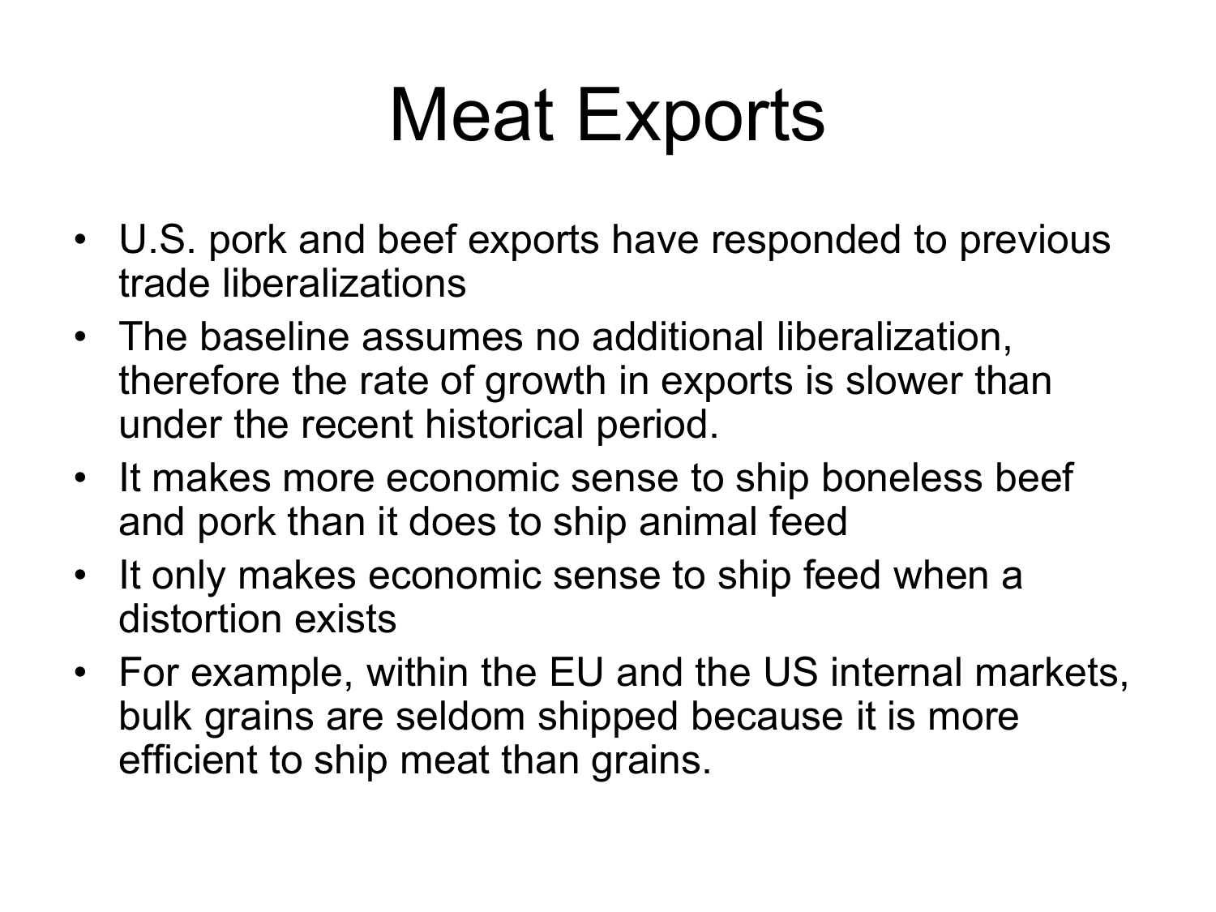# Meat Exports

- U.S. pork and beef exports have responded to previous trade liberalizations
- The baseline assumes no additional liberalization, therefore the rate of growth in exports is slower than under the recent historical period.
- It makes more economic sense to ship boneless beef and pork than it does to ship animal feed
- It only makes economic sense to ship feed when a distortion exists
- For example, within the EU and the US internal markets, bulk grains are seldom shipped because it is more efficient to ship meat than grains.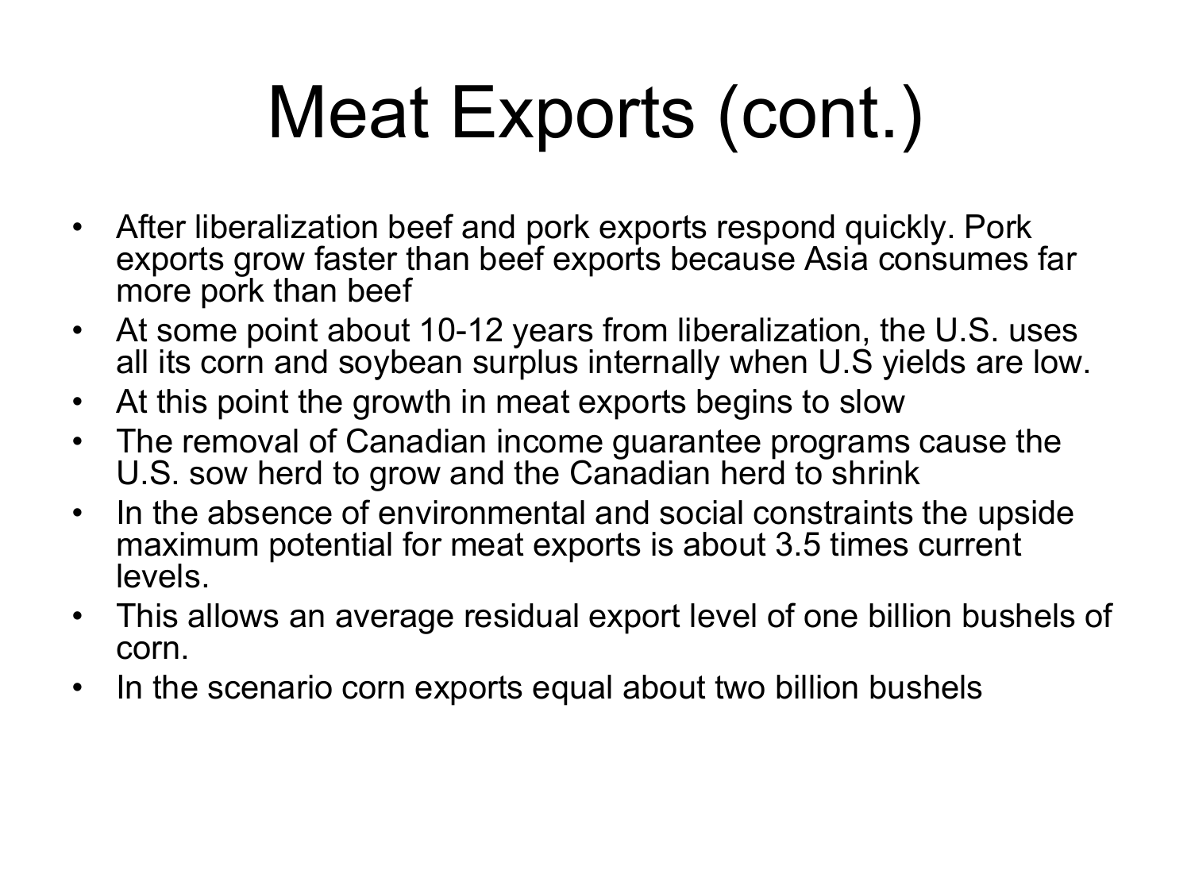# Meat Exports (cont.)

- After liberalization beef and pork exports respond quickly. Pork exports grow faster than beef exports because Asia consumes far more pork than beef
- At some point about 10-12 years from liberalization, the U.S. uses all its corn and soybean surplus internally when U.S yields are low.
- At this point the growth in meat exports begins to slow
- The removal of Canadian income guarantee programs cause the U.S. sow herd to grow and the Canadian herd to shrink
- In the absence of environmental and social constraints the upside maximum potential for meat exports is about 3.5 times current levels.
- This allows an average residual export level of one billion bushels of corn.
- In the scenario corn exports equal about two billion bushels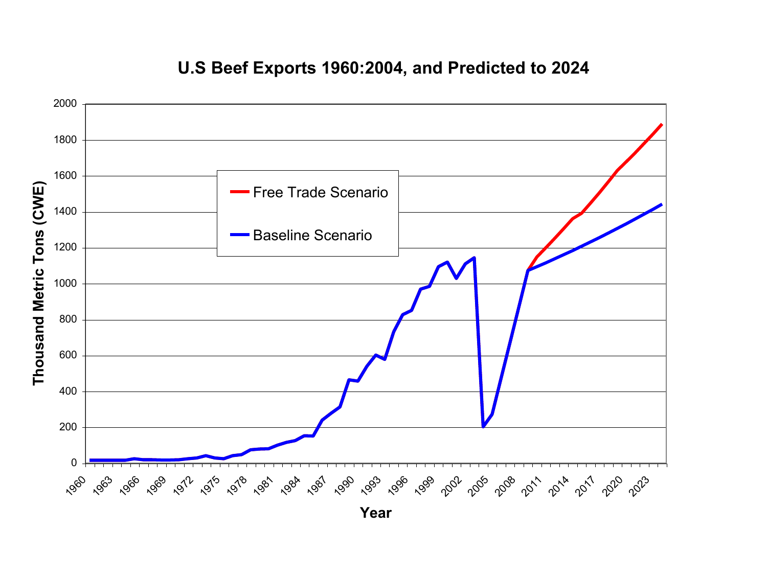## U.S Beef Exports 1960:2004, and Predicted to 2024

Free Trade Scenario

Baseline Scenario

Thousand Metric Tons (CWE)

Year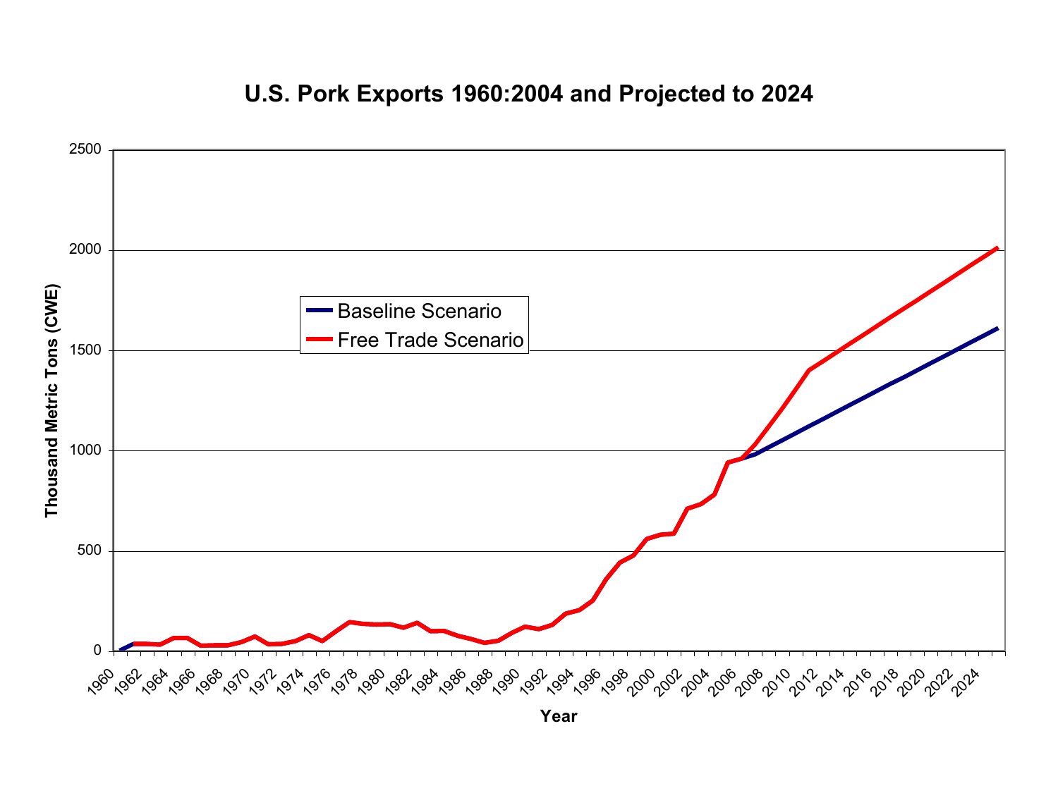## U.S. Pork Exports 1960:2004 and Projected to 2024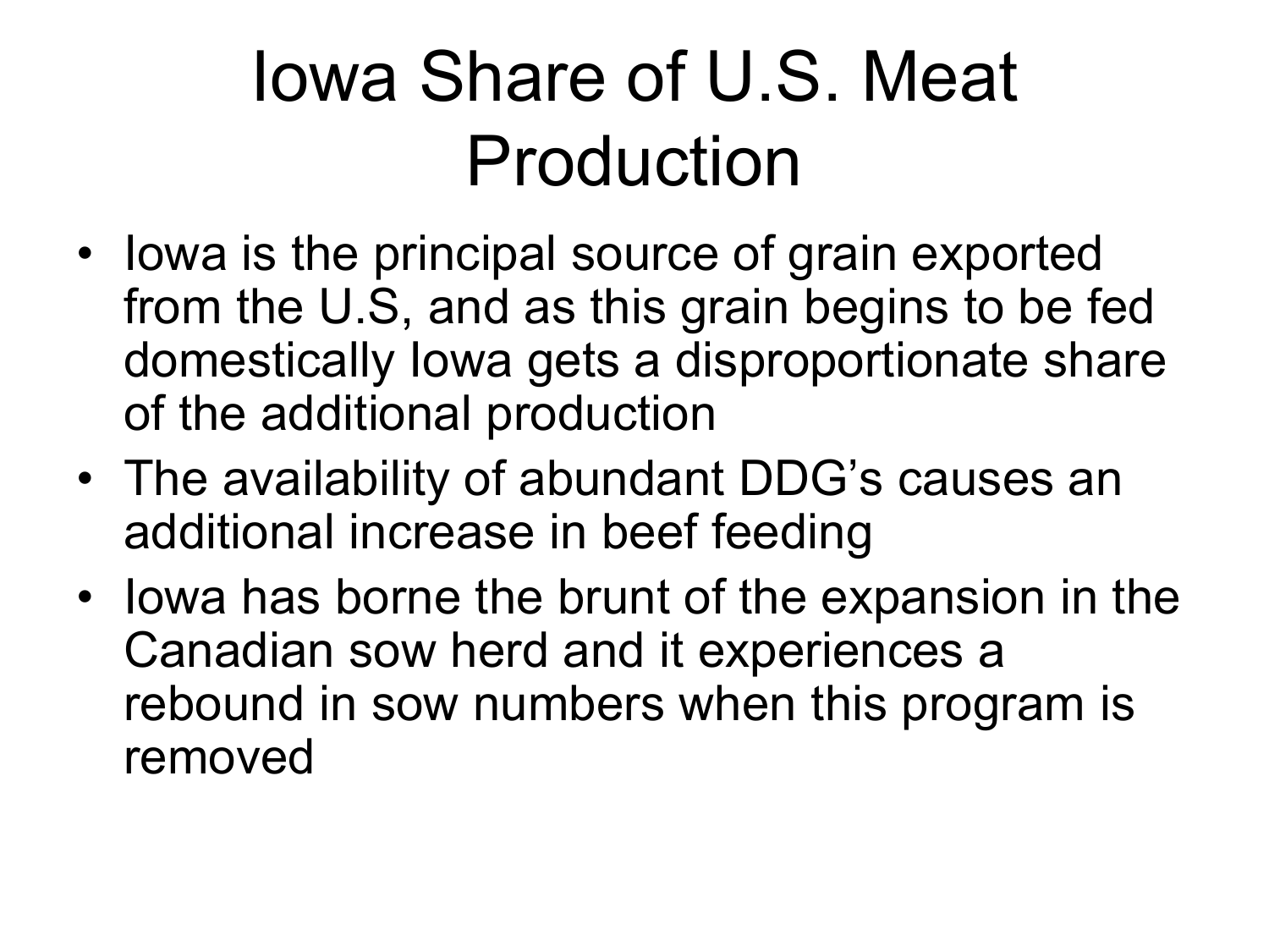# Iowa Share of U.S. Meat Production

- Iowa is the principal source of grain exported from the U.S, and as this grain begins to be fed domestically Iowa gets a disproportionate share of the additional production
- The availability of abundant DDG's causes an additional increase in beef feeding
- Iowa has borne the brunt of the expansion in the Canadian sow herd and it experiences a rebound in sow numbers when this program is removed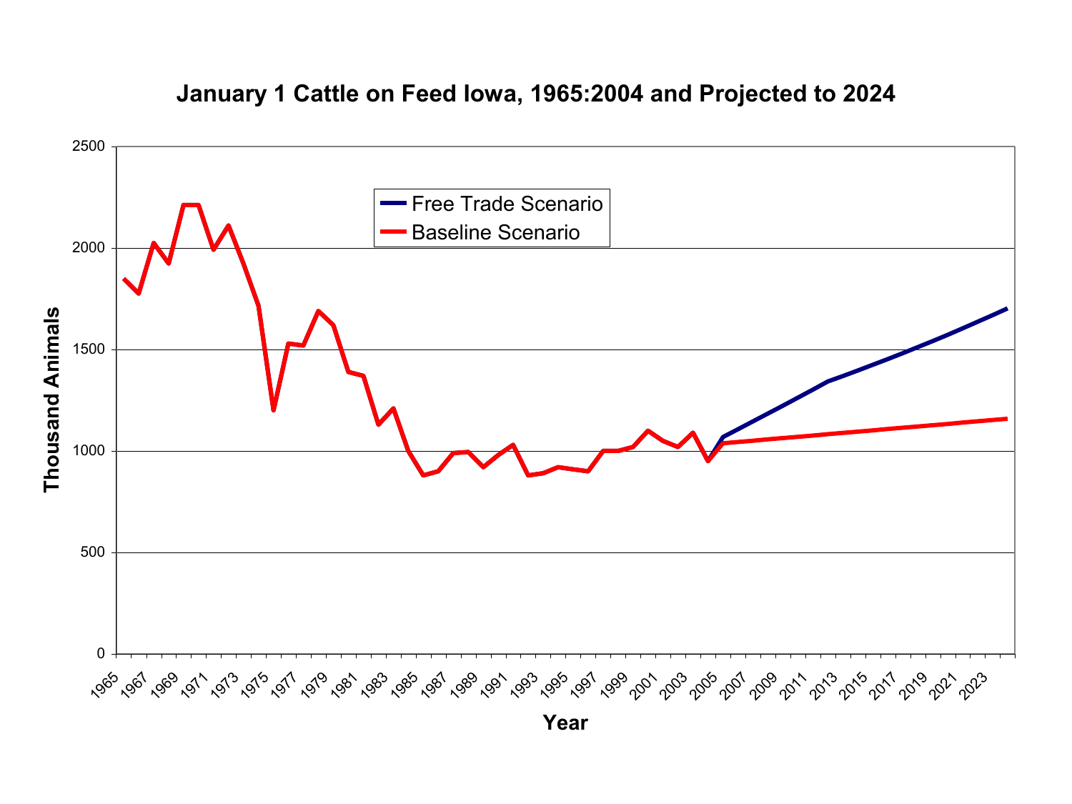**January 1 Cattle on Feed Iowa, 1965:2004 and Projected to 2024**

- Free Trade Scenario
- Baseline Scenario

Thousand Animals

Year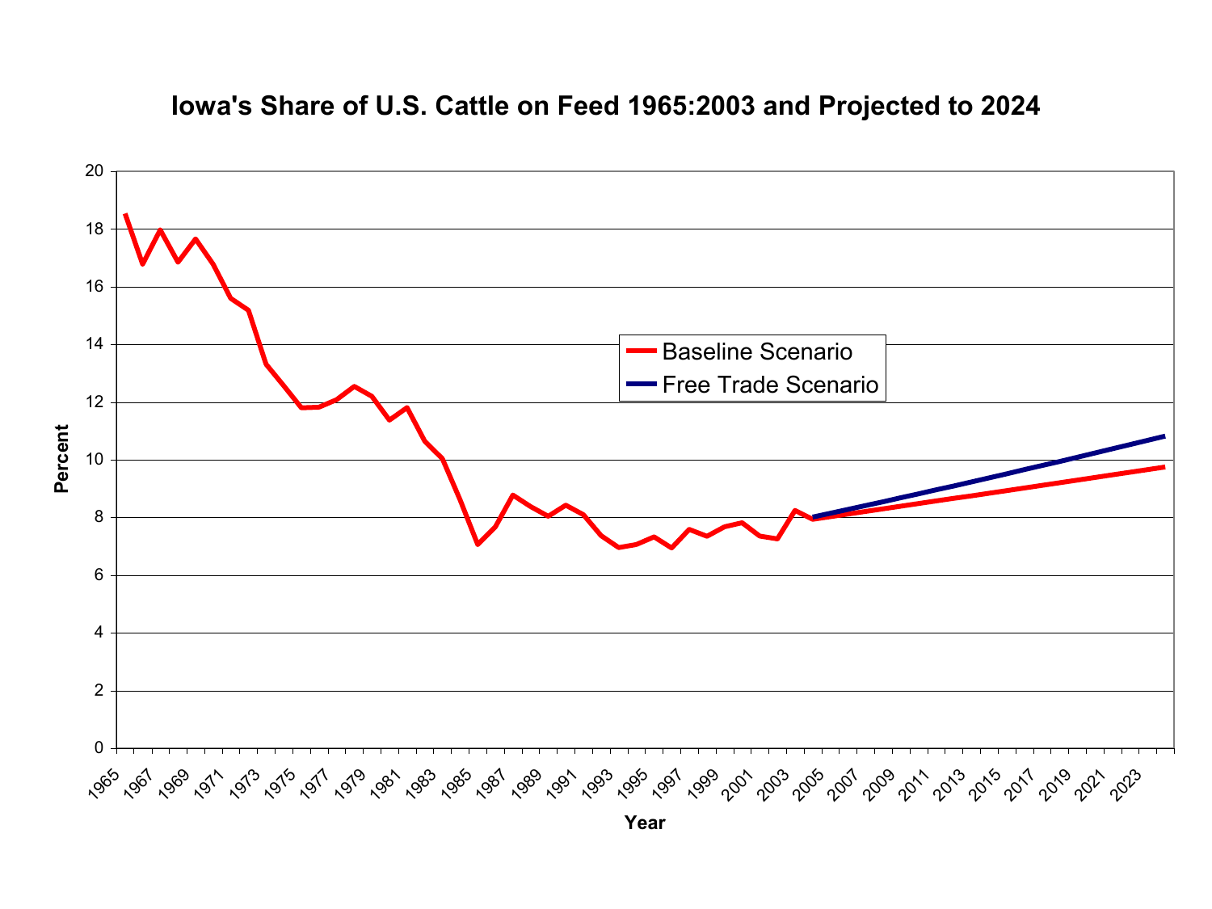# Iowa's Share of U.S. Cattle on Feed 1965:2003 and Projected to 2024

- Baseline Scenario
- Free Trade Scenario

Percent

Year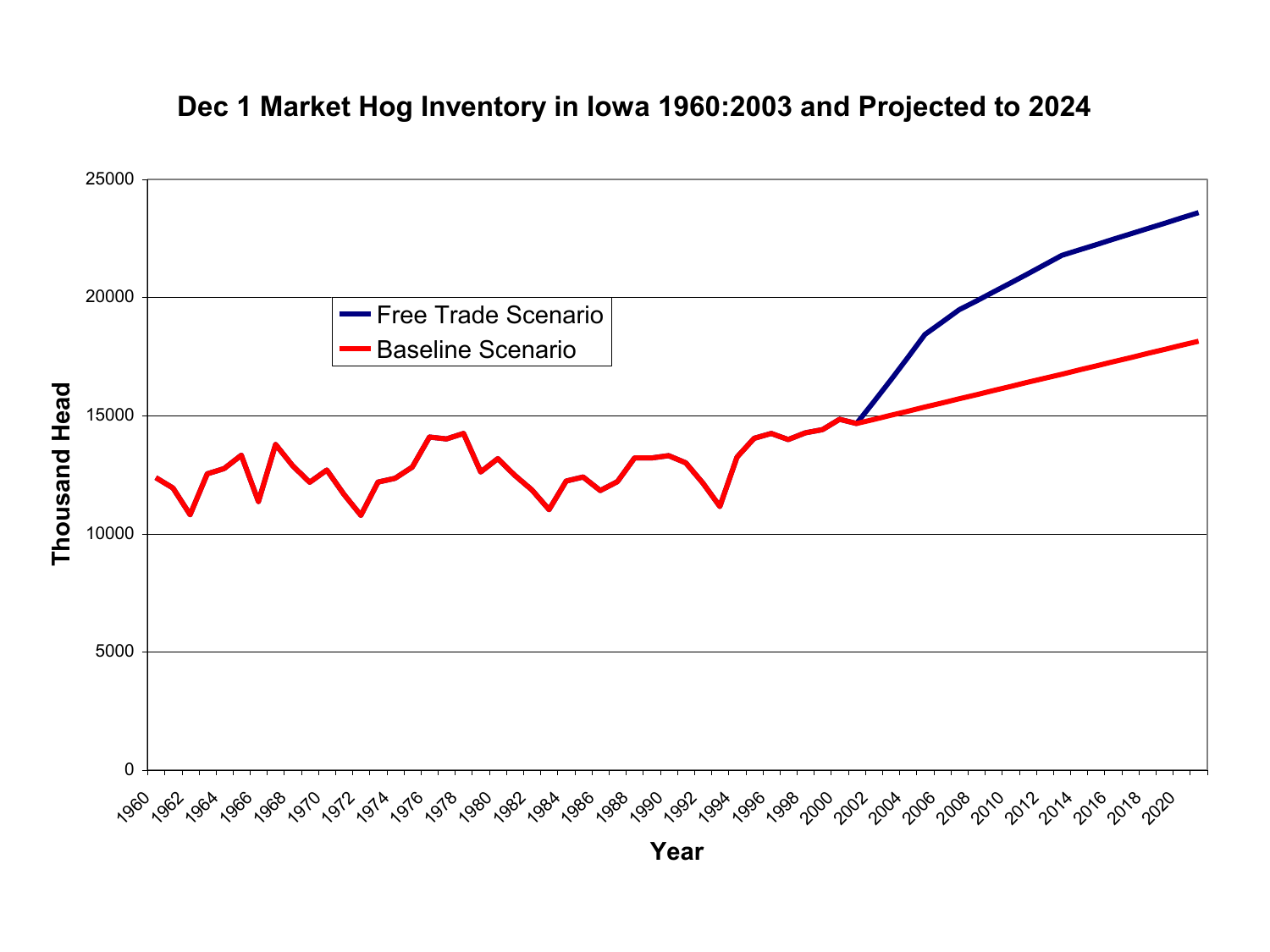**Dec 1 Market Hog Inventory in Iowa 1960:2003 and Projected to 2024**

Free Trade Scenario

Baseline Scenario

Thousand Head

0, 5000, 10000, 15000, 20000, 25000

Year

1960, 1962, 1964, 1966, 1968, 1970, 1972, 1974, 1976, 1978, 1980, 1982, 1984, 1986, 1988, 1990, 1992, 1994, 1996, 1998, 2000, 2002, 2004, 2006, 2008, 2010, 2012, 2014, 2016, 2018, 2020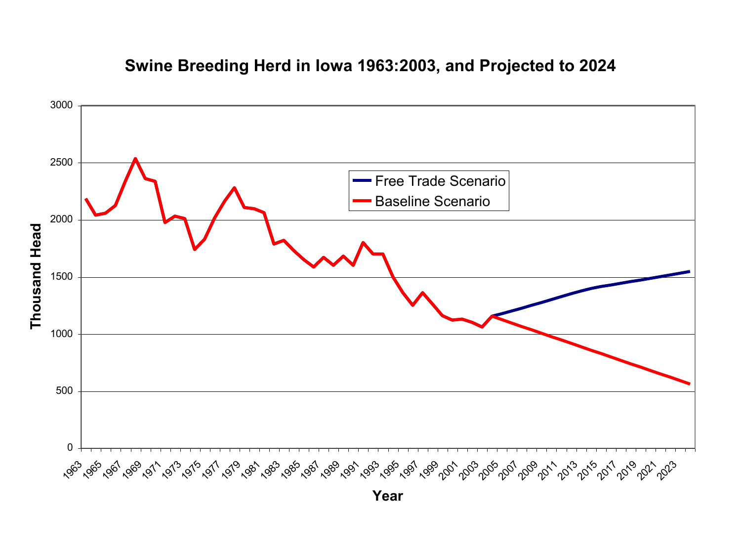## Swine Breeding Herd in Iowa 1963:2003, and Projected to 2024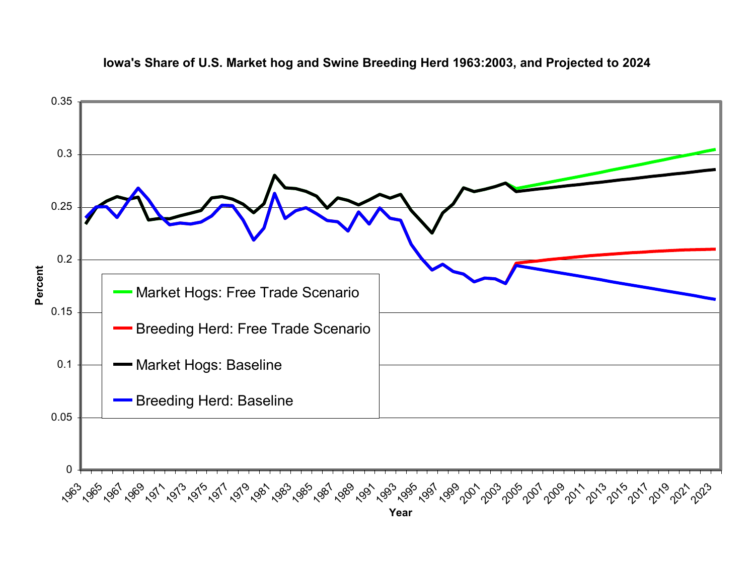**Iowa's Share of U.S. Market hog and Swine Breeding Herd 1963:2003, and Projected to 2024**

- Market Hogs: Free Trade Scenario
- Breeding Herd: Free Trade Scenario
- Market Hogs: Baseline
- Breeding Herd: Baseline

Percent

Year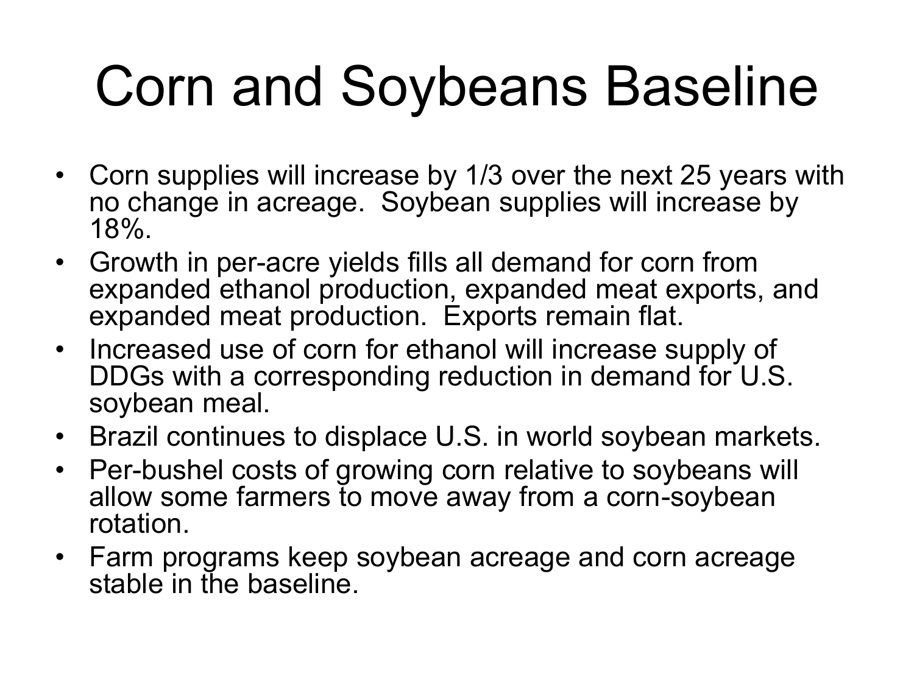# Corn and Soybeans Baseline

- Corn supplies will increase by 1/3 over the next 25 years with no change in acreage. Soybean supplies will increase by 18%.
- Growth in per-acre yields fills all demand for corn from expanded ethanol production, expanded meat exports, and expanded meat production. Exports remain flat.
- Increased use of corn for ethanol will increase supply of DDGs with a corresponding reduction in demand for U.S. soybean meal.
- Brazil continues to displace U.S. in world soybean markets.
- Per-bushel costs of growing corn relative to soybeans will allow some farmers to move away from a corn-soybean rotation.
- Farm programs keep soybean acreage and corn acreage stable in the baseline.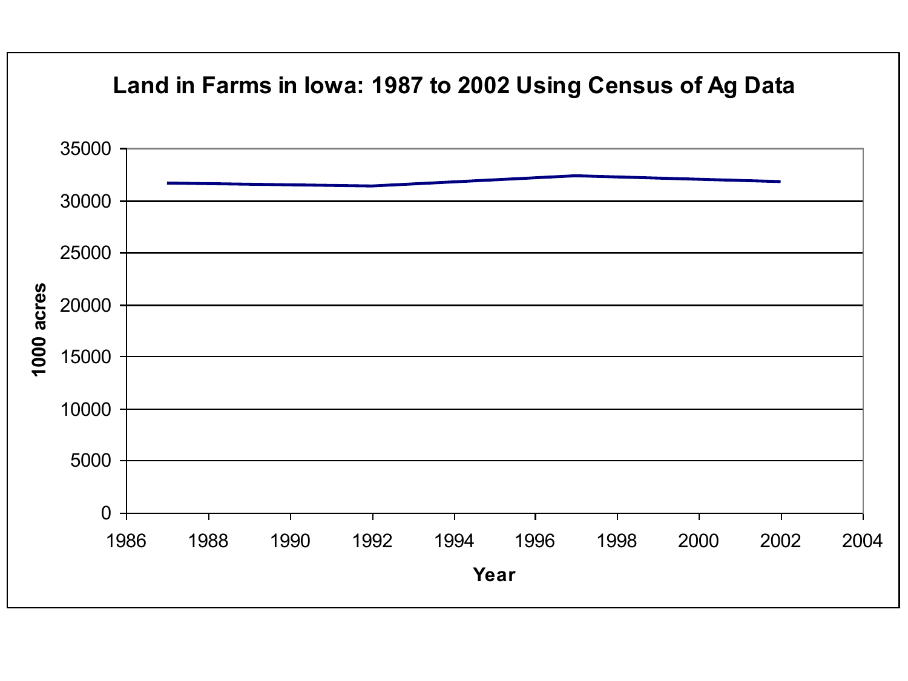# Land in Farms in Iowa: 1987 to 2002 Using Census of Ag Data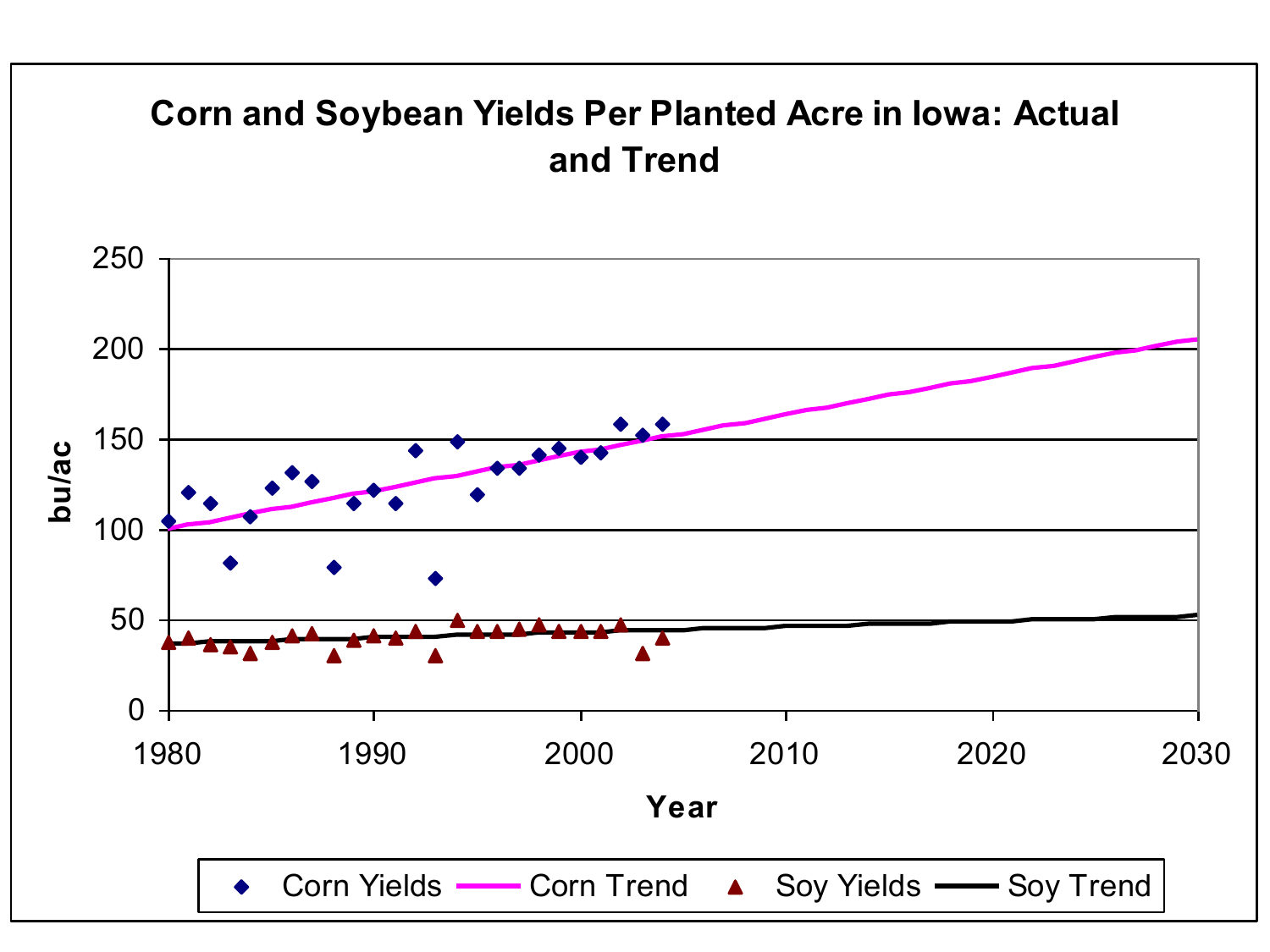**Corn and Soybean Yields Per Planted Acre in Iowa: Actual and Trend**

bu/ac

Year

Corn Yields | Corn Trend | Soy Yields | Soy Trend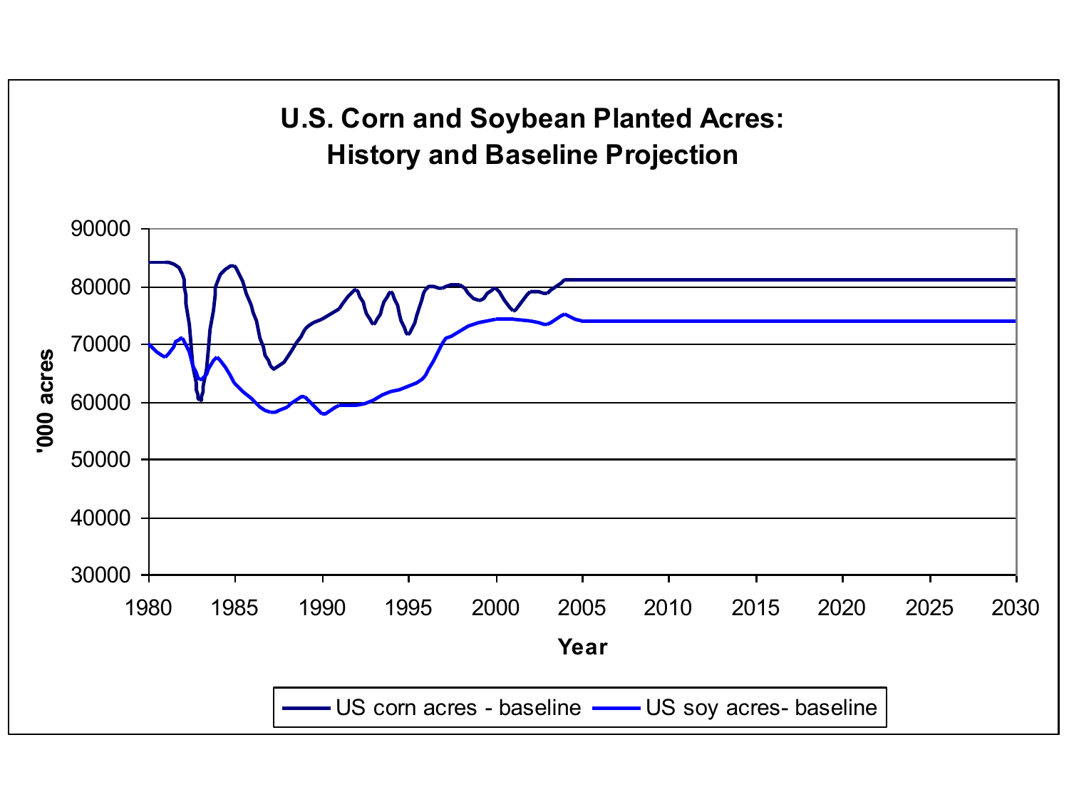## U.S. Corn and Soybean Planted Acres: History and Baseline Projection

'000 acres

Year

US corn acres - baseline — US soy acres- baseline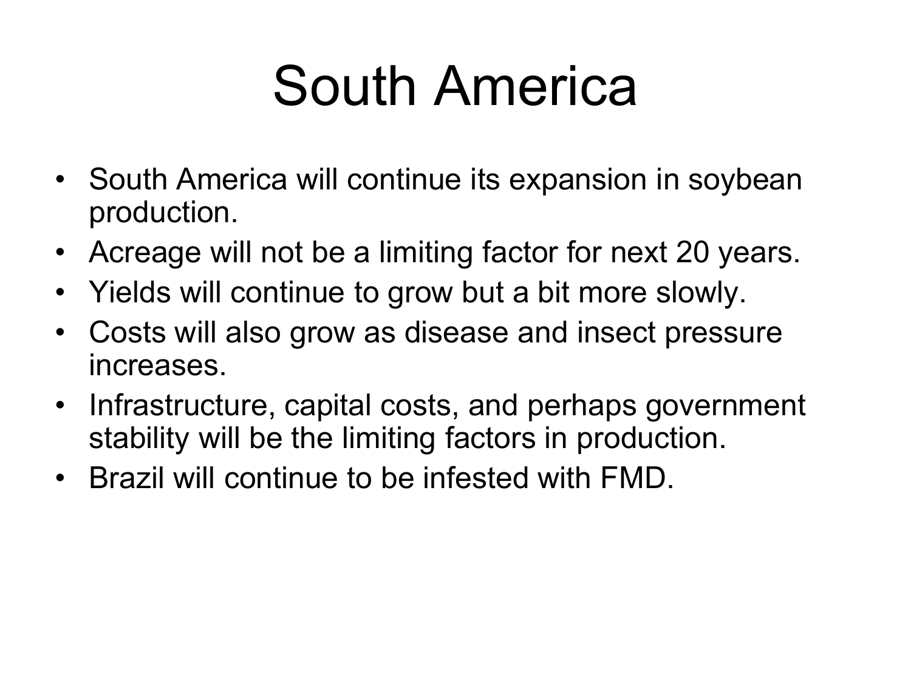# South America

- South America will continue its expansion in soybean production.
- Acreage will not be a limiting factor for next 20 years.
- Yields will continue to grow but a bit more slowly.
- Costs will also grow as disease and insect pressure increases.
- Infrastructure, capital costs, and perhaps government stability will be the limiting factors in production.
- Brazil will continue to be infested with FMD.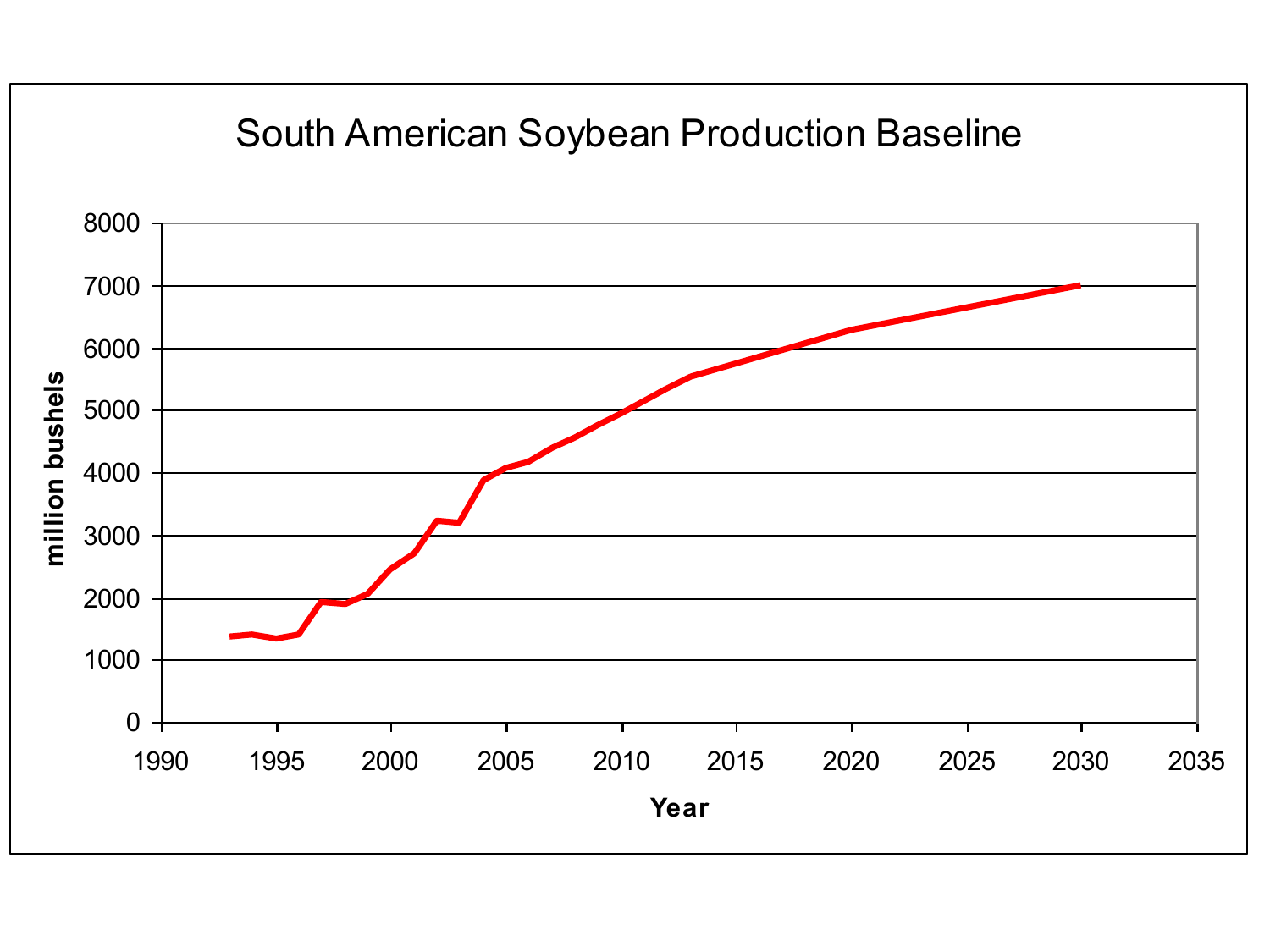## South American Soybean Production Baseline

| Axis | Label | Range / Ticks |
|---|---|---|
| y | million bushels | 0, 1000, 2000, 3000, 4000, 5000, 6000, 7000, 8000 |
| x | Year | 1990, 1995, 2000, 2005, 2010, 2015, 2020, 2025, 2030, 2035 |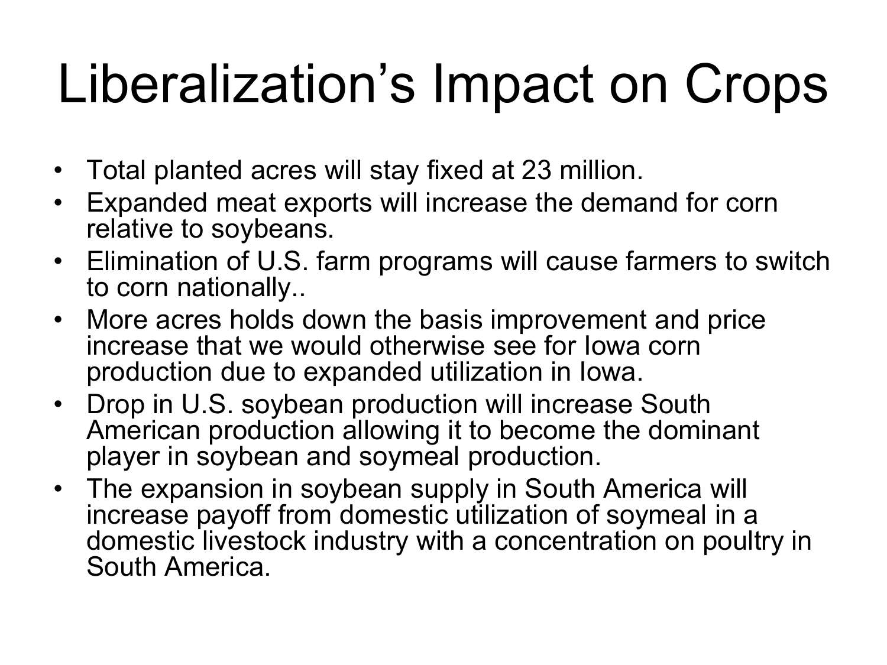# Liberalization's Impact on Crops

- Total planted acres will stay fixed at 23 million.
- Expanded meat exports will increase the demand for corn relative to soybeans.
- Elimination of U.S. farm programs will cause farmers to switch to corn nationally..
- More acres holds down the basis improvement and price increase that we would otherwise see for Iowa corn production due to expanded utilization in Iowa.
- Drop in U.S. soybean production will increase South American production allowing it to become the dominant player in soybean and soymeal production.
- The expansion in soybean supply in South America will increase payoff from domestic utilization of soymeal in a domestic livestock industry with a concentration on poultry in South America.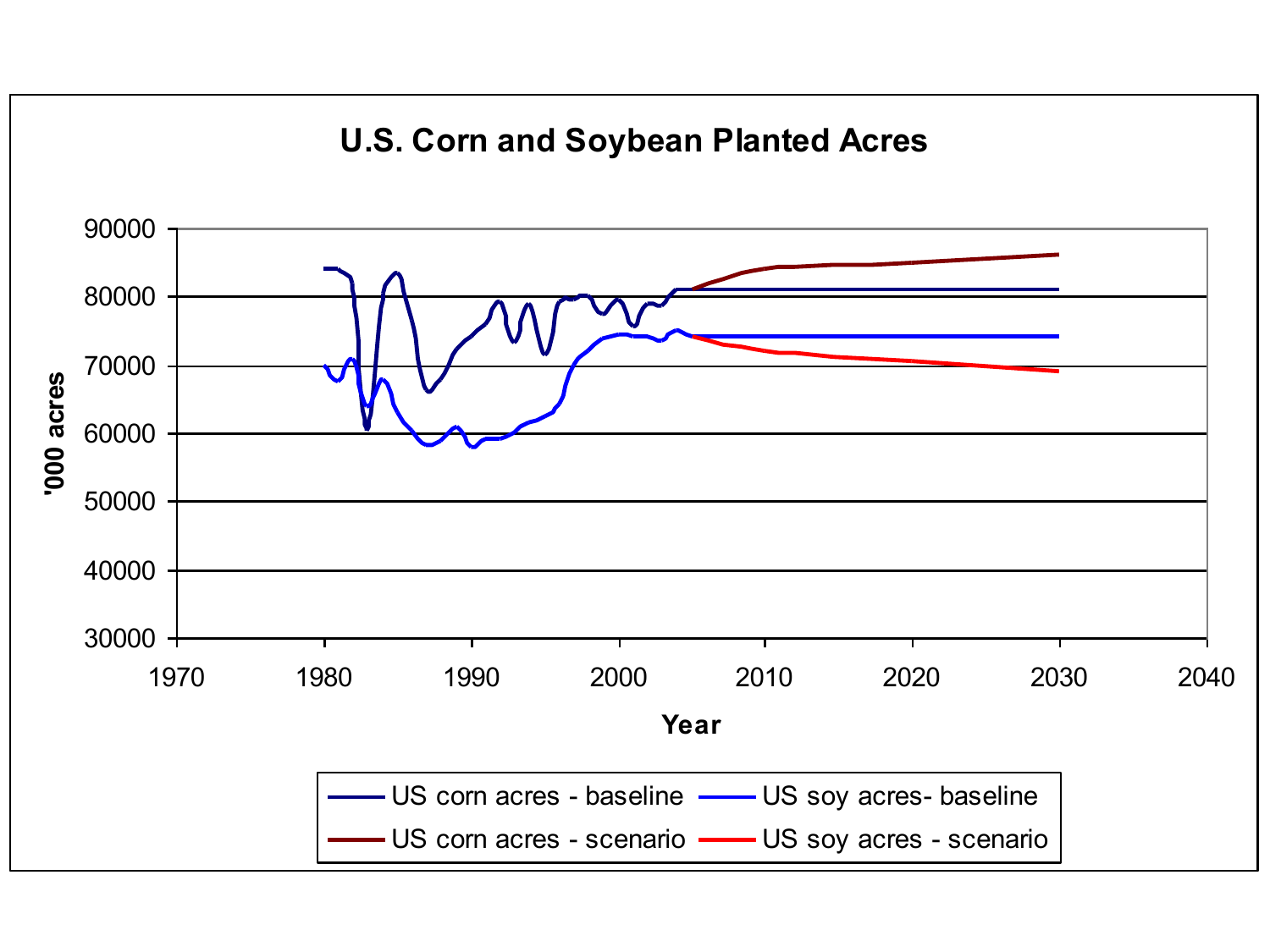## U.S. Corn and Soybean Planted Acres

'000 acres

90000
80000
70000
60000
50000
40000
30000

1970 1980 1990 2000 2010 2020 2030 2040

Year

- US corn acres - baseline
- US soy acres- baseline
- US corn acres - scenario
- US soy acres - scenario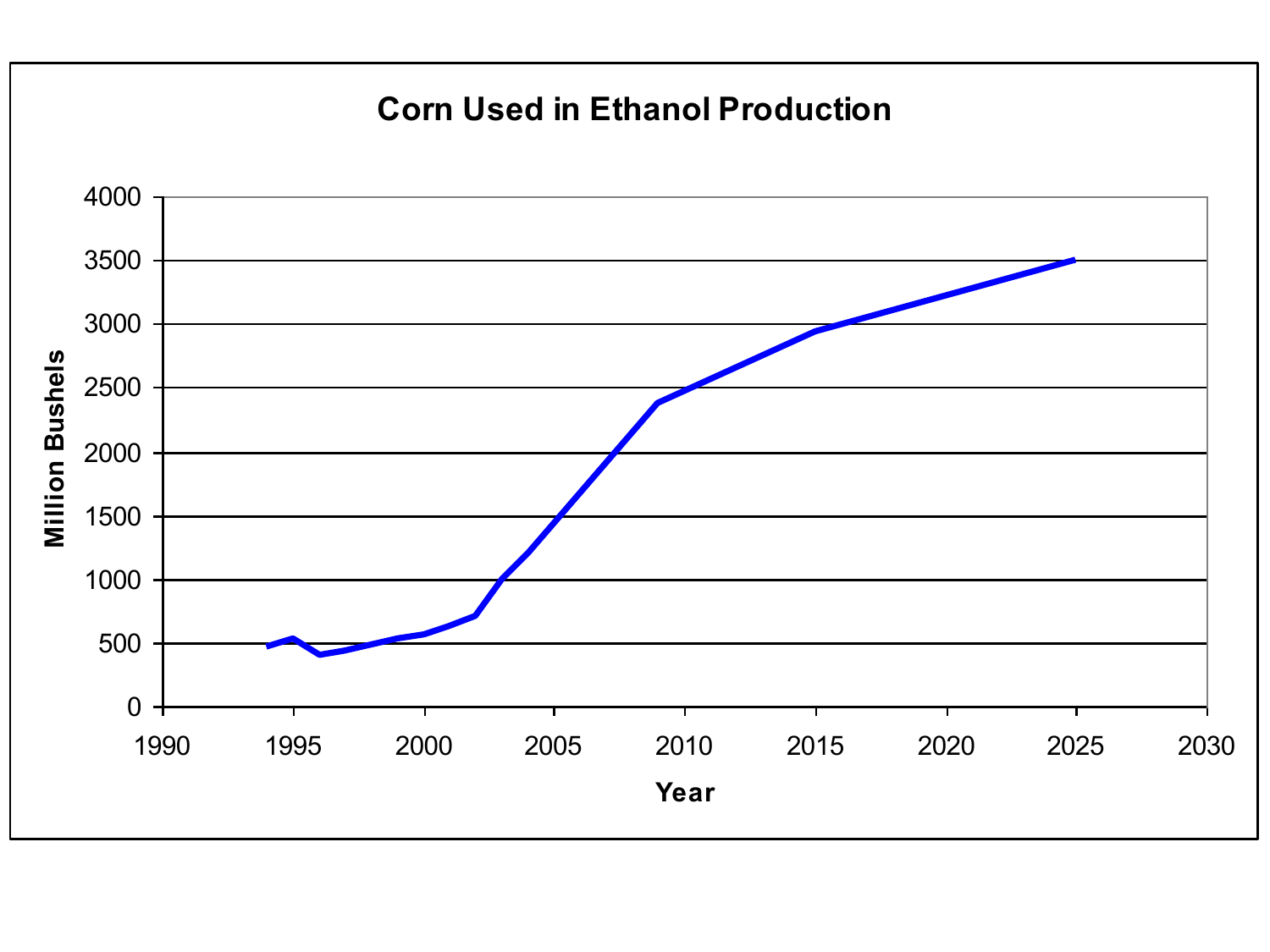**Corn Used in Ethanol Production**

Million Bushels

4000
3500
3000
2500
2000
1500
1000
500
0

1990 1995 2000 2005 2010 2015 2020 2025 2030

**Year**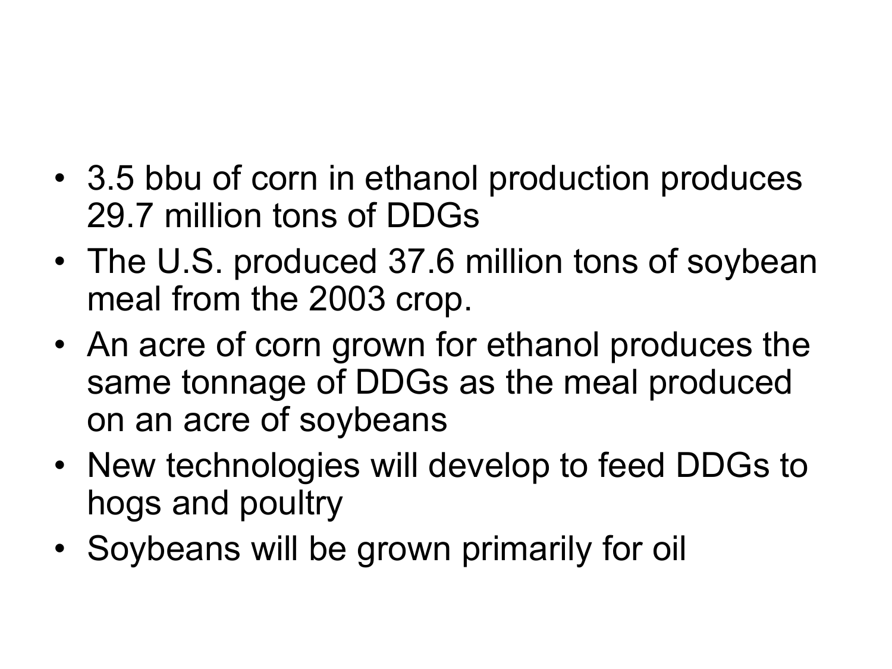- 3.5 bbu of corn in ethanol production produces 29.7 million tons of DDGs
- The U.S. produced 37.6 million tons of soybean meal from the 2003 crop.
- An acre of corn grown for ethanol produces the same tonnage of DDGs as the meal produced on an acre of soybeans
- New technologies will develop to feed DDGs to hogs and poultry
- Soybeans will be grown primarily for oil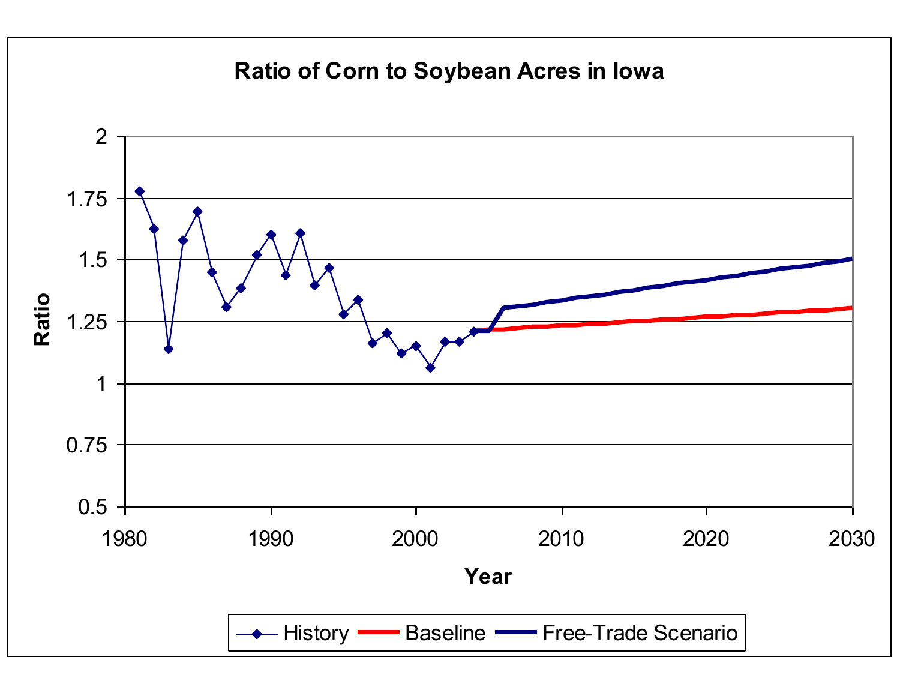**Ratio of Corn to Soybean Acres in Iowa**

Ratio

Year

History | Baseline | Free-Trade Scenario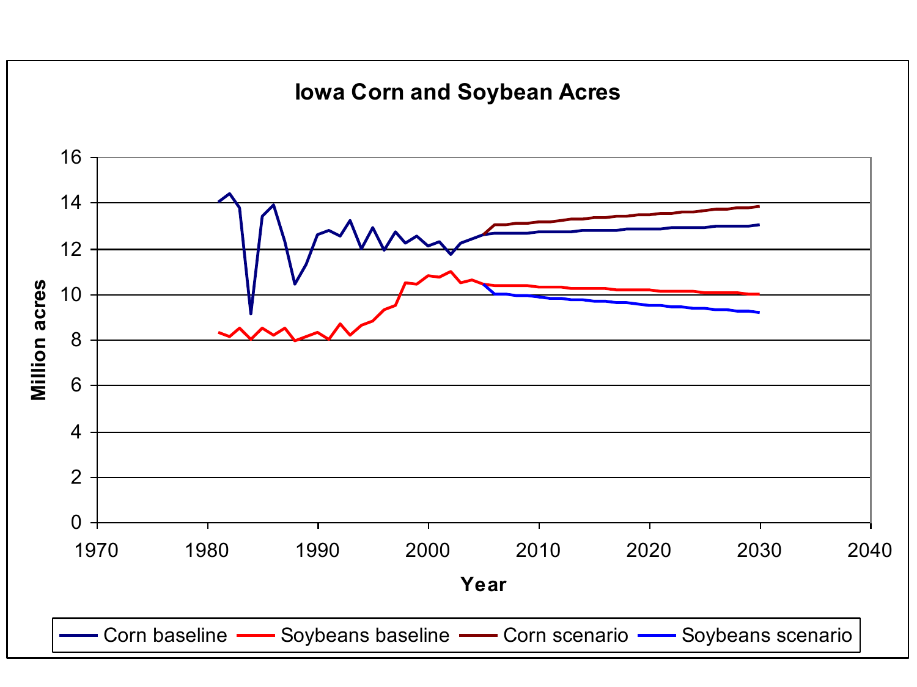**Iowa Corn and Soybean Acres**

Million acres

Year

Corn baseline | Soybeans baseline | Corn scenario | Soybeans scenario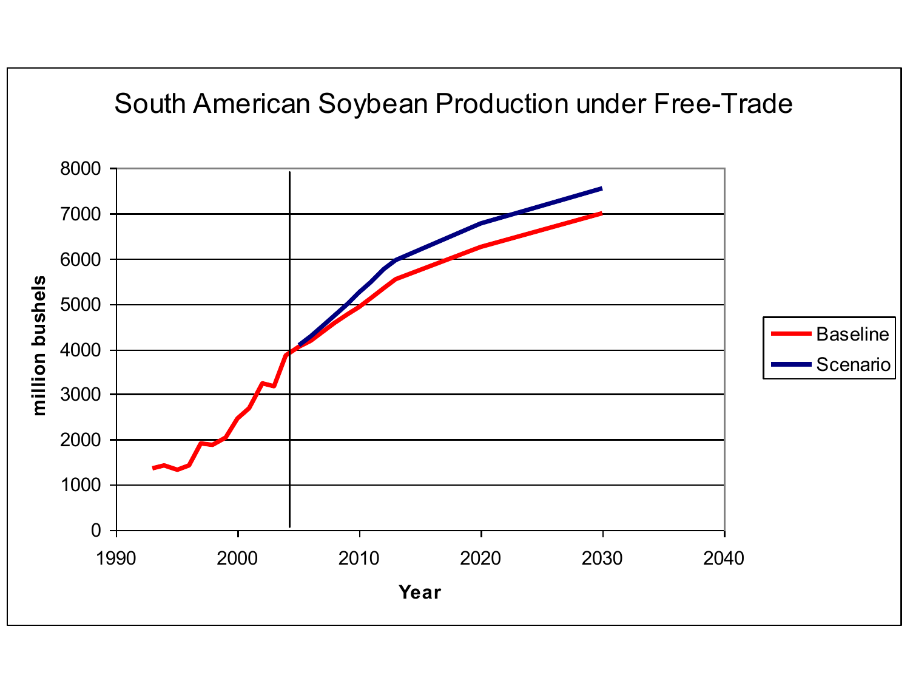## South American Soybean Production under Free-Trade

| Axis / Legend | Content |
| --- | --- |
| Y-axis | million bushels (0–8000) |
| X-axis | Year (1990–2040) |
| Legend | Baseline, Scenario |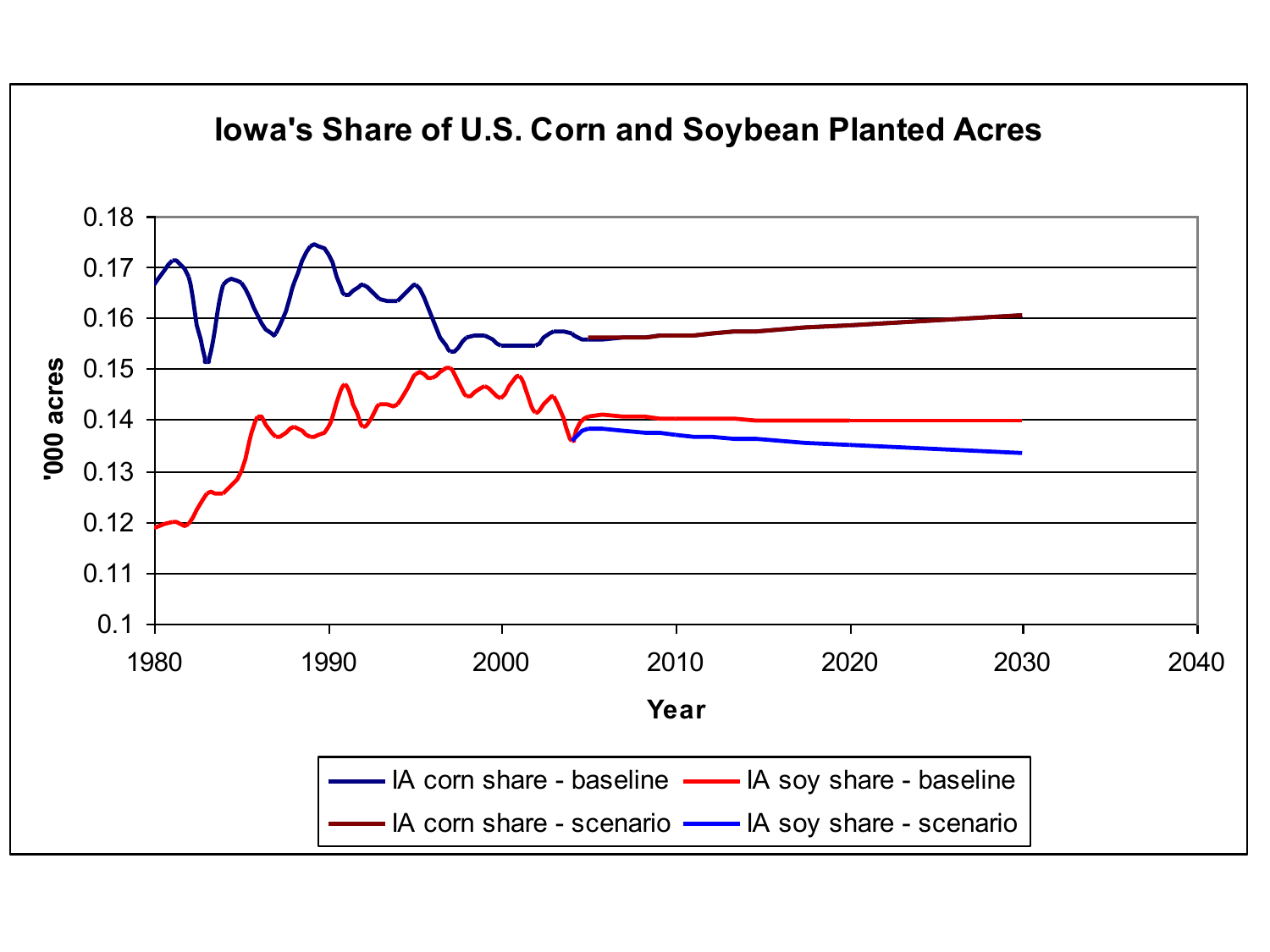**Iowa's Share of U.S. Corn and Soybean Planted Acres**

'000 acres (y-axis: 0.1 – 0.18); Year (x-axis: 1980 – 2040)

- IA corn share - baseline
- IA soy share - baseline
- IA corn share - scenario
- IA soy share - scenario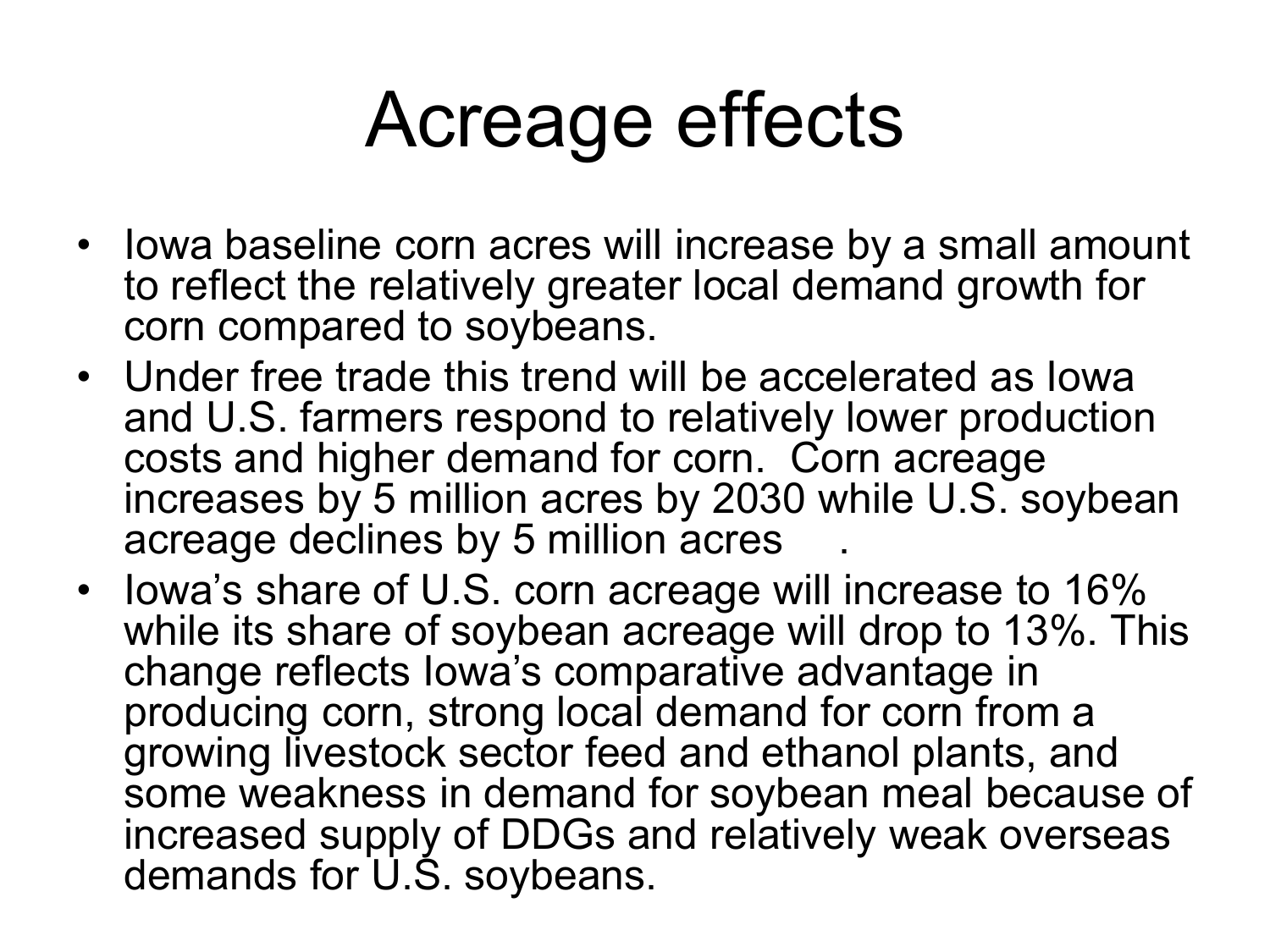# Acreage effects

- Iowa baseline corn acres will increase by a small amount to reflect the relatively greater local demand growth for corn compared to soybeans.
- Under free trade this trend will be accelerated as Iowa and U.S. farmers respond to relatively lower production costs and higher demand for corn. Corn acreage increases by 5 million acres by 2030 while U.S. soybean acreage declines by 5 million acres .
- Iowa's share of U.S. corn acreage will increase to 16% while its share of soybean acreage will drop to 13%. This change reflects Iowa's comparative advantage in producing corn, strong local demand for corn from a growing livestock sector feed and ethanol plants, and some weakness in demand for soybean meal because of increased supply of DDGs and relatively weak overseas demands for U.S. soybeans.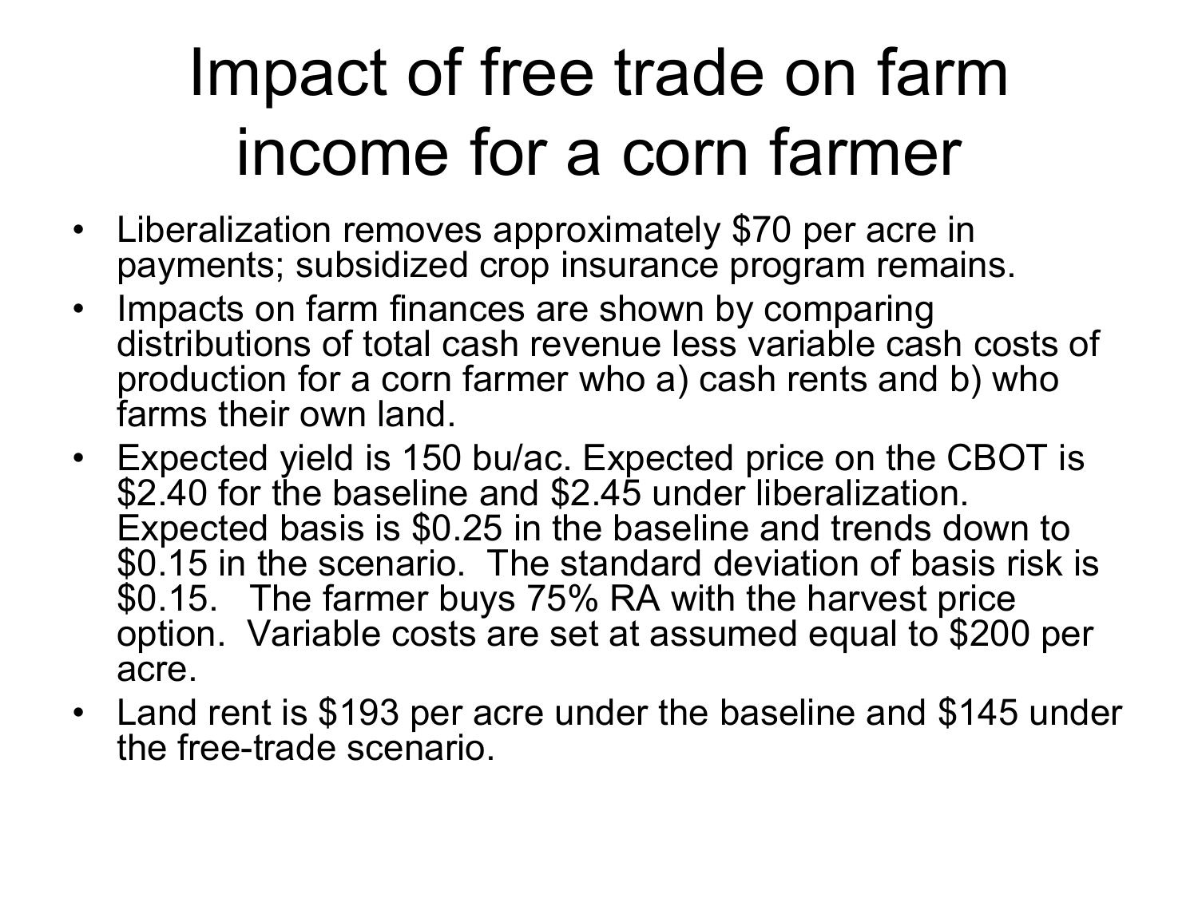# Impact of free trade on farm income for a corn farmer

- Liberalization removes approximately $70 per acre in payments; subsidized crop insurance program remains.
- Impacts on farm finances are shown by comparing distributions of total cash revenue less variable cash costs of production for a corn farmer who a) cash rents and b) who farms their own land.
- Expected yield is 150 bu/ac. Expected price on the CBOT is $2.40 for the baseline and $2.45 under liberalization. Expected basis is $0.25 in the baseline and trends down to $0.15 in the scenario. The standard deviation of basis risk is $0.15. The farmer buys 75% RA with the harvest price option. Variable costs are set at assumed equal to $200 per acre.
- Land rent is $193 per acre under the baseline and $145 under the free-trade scenario.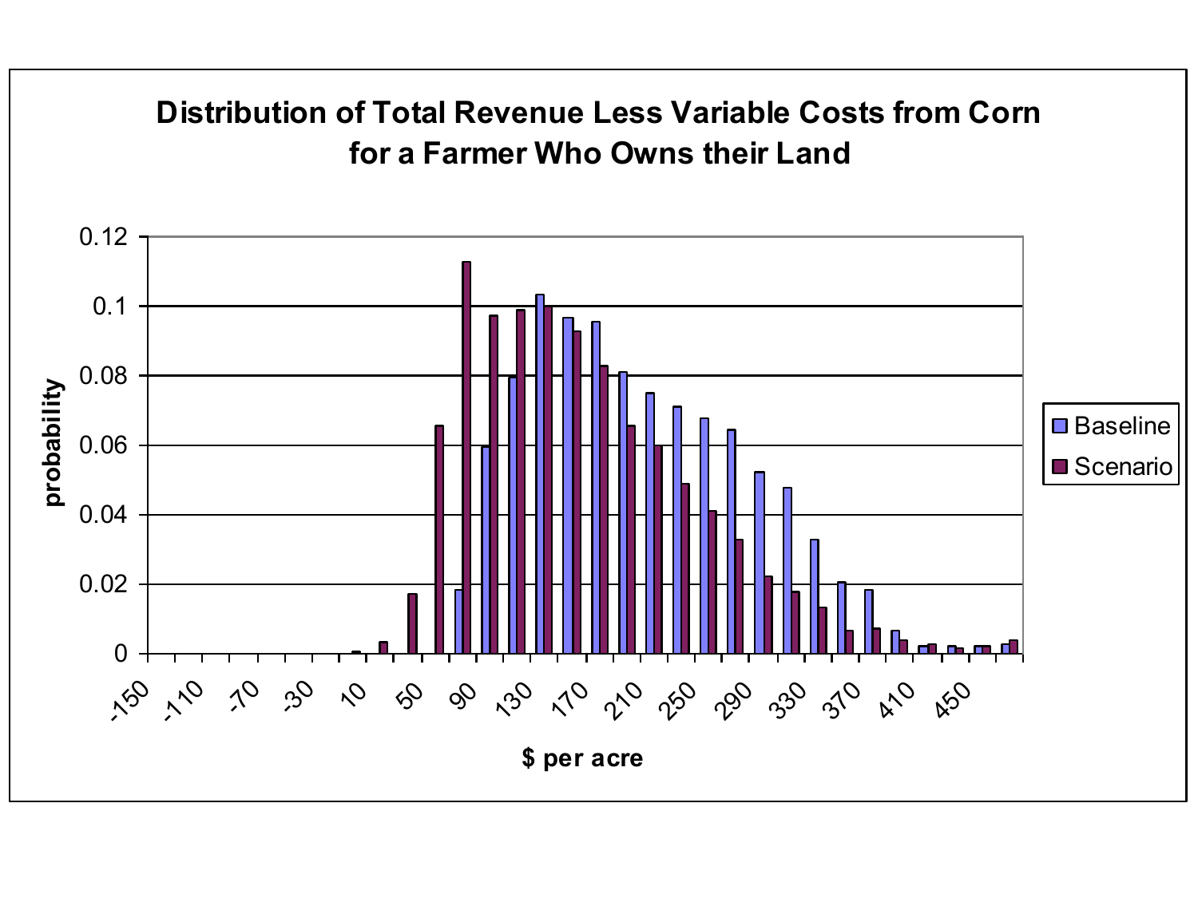**Distribution of Total Revenue Less Variable Costs from Corn for a Farmer Who Owns their Land**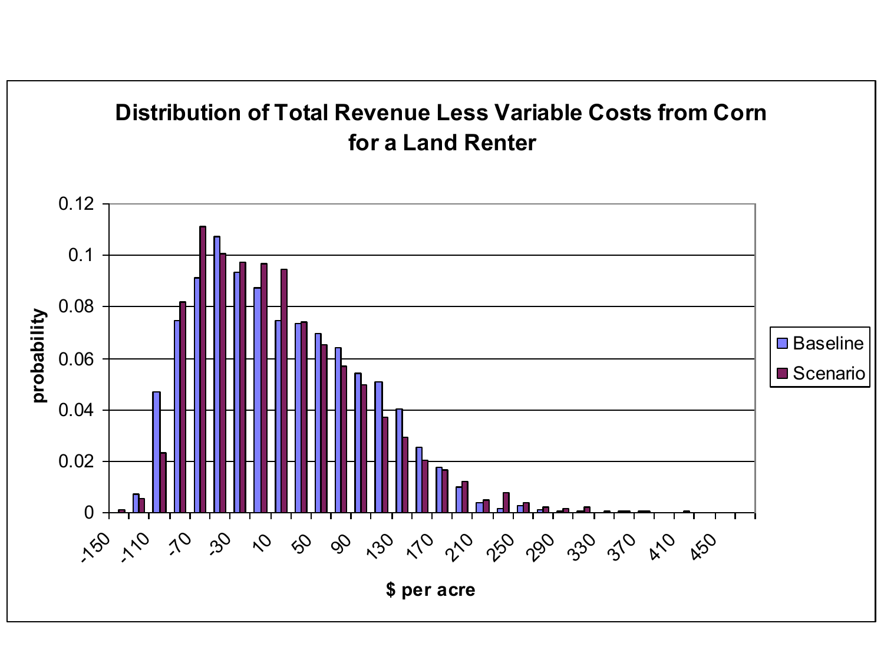## Distribution of Total Revenue Less Variable Costs from Corn for a Land Renter

| $ per acre | Baseline | Scenario |
|---|---|---|
| -150 | | 0.001 |
| -130 | 0.007 | 0.005 |
| -110 | 0.047 | 0.023 |
| -90 | 0.075 | 0.082 |
| -70 | 0.091 | 0.111 |
| -50 | 0.107 | 0.100 |
| -30 | 0.093 | 0.097 |
| -10 | 0.087 | 0.096 |
| 10 | 0.075 | 0.094 |
| 30 | 0.073 | 0.074 |
| 50 | 0.070 | 0.065 |
| 70 | 0.064 | 0.057 |
| 90 | 0.054 | 0.050 |
| 110 | 0.051 | 0.037 |
| 130 | 0.040 | 0.029 |
| 150 | 0.025 | 0.020 |
| 170 | 0.018 | 0.017 |
| 190 | 0.010 | 0.012 |
| 210 | 0.004 | 0.005 |
| 230 | 0.002 | 0.008 |
| 250 | 0.003 | 0.004 |
| 270 | 0.001 | 0.002 |
| 290 | 0.000 | 0.001 |
| 310 | 0.000 | 0.002 |
| 330 | | 0.000 |
| 350 | 0.000 | 0.000 |
| 370 | 0.000 | 0.000 |
| 390 | | |
| 410 | | 0.000 |
| 430 | | |
| 450 | | |

probability

$ per acre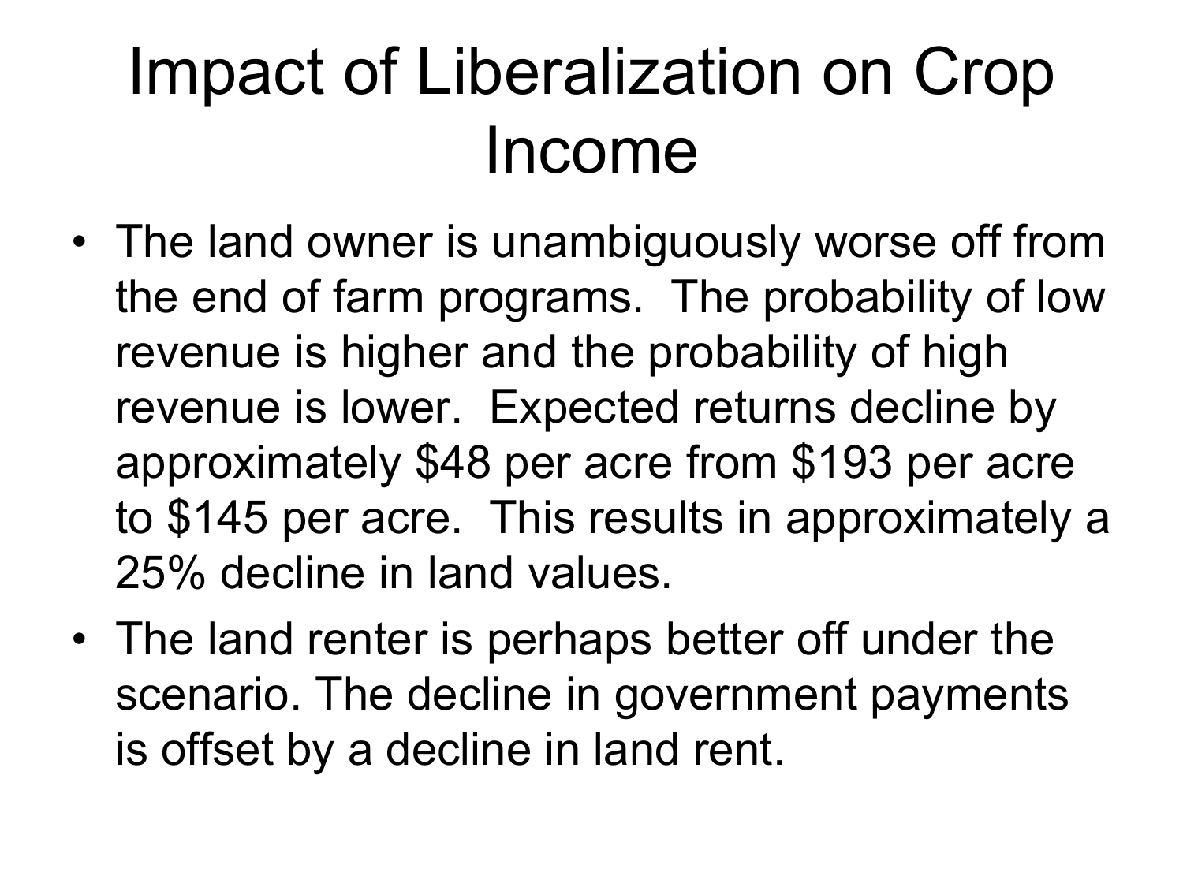# Impact of Liberalization on Crop Income

- The land owner is unambiguously worse off from the end of farm programs. The probability of low revenue is higher and the probability of high revenue is lower. Expected returns decline by approximately $48 per acre from $193 per acre to $145 per acre. This results in approximately a 25% decline in land values.
- The land renter is perhaps better off under the scenario. The decline in government payments is offset by a decline in land rent.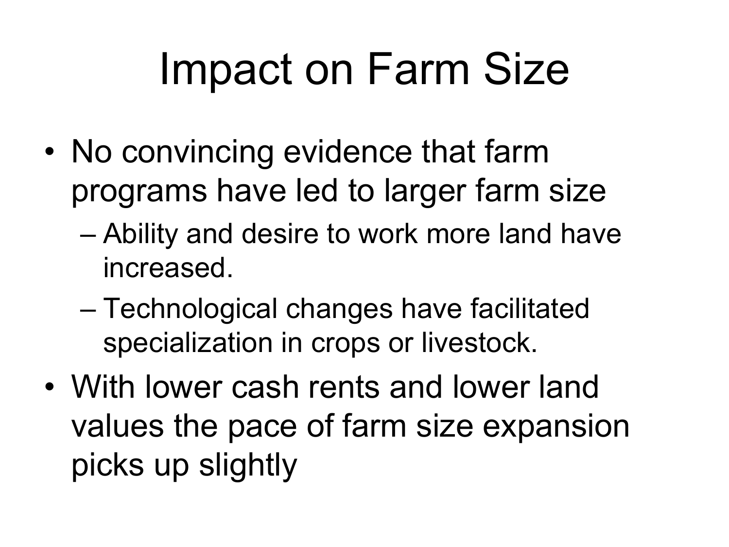# Impact on Farm Size

- No convincing evidence that farm programs have led to larger farm size
  - Ability and desire to work more land have increased.
  - Technological changes have facilitated specialization in crops or livestock.
- With lower cash rents and lower land values the pace of farm size expansion picks up slightly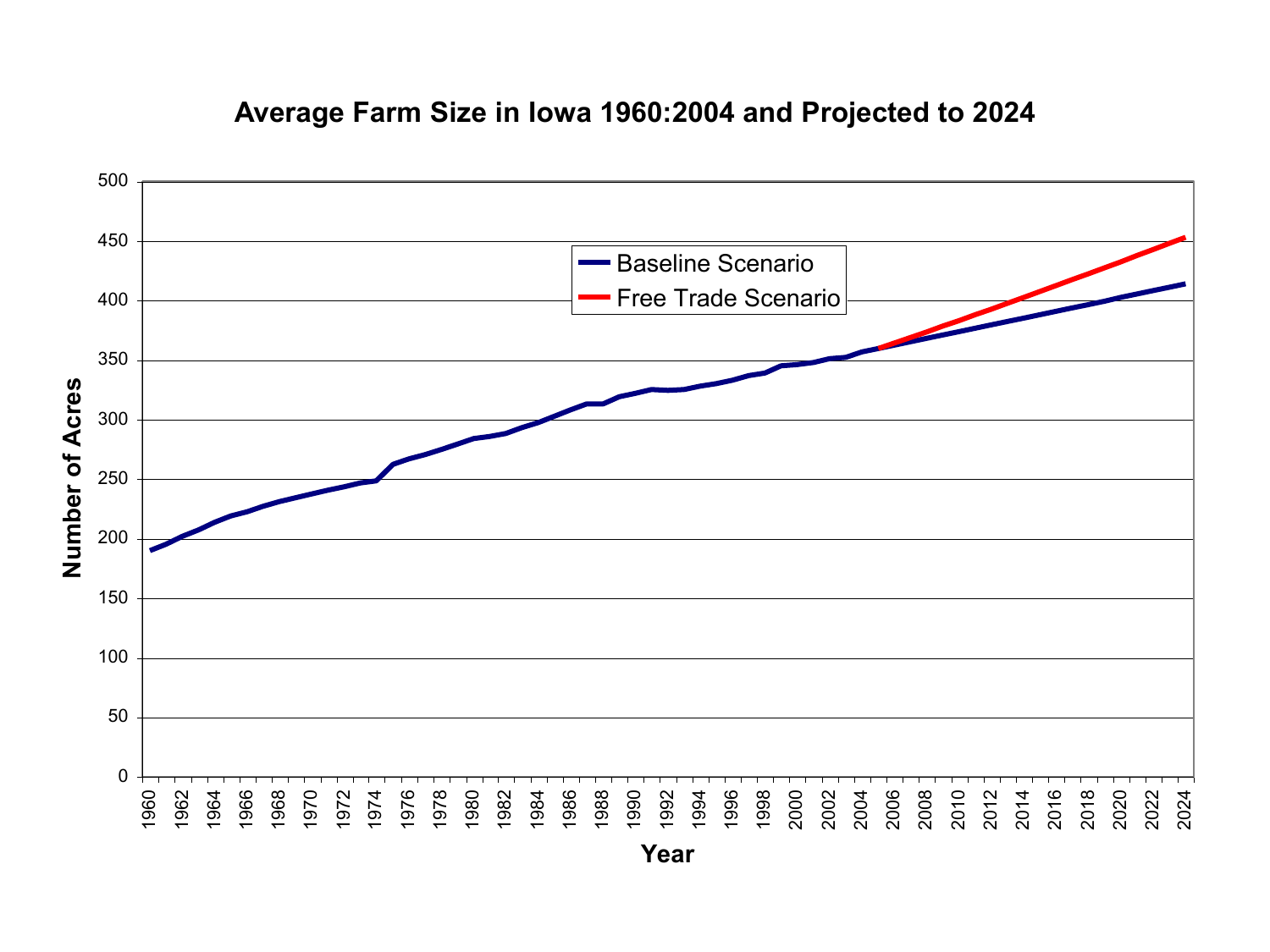## Average Farm Size in Iowa 1960:2004 and Projected to 2024

Number of Acres (y-axis: 0–500); Year (x-axis: 1960–2024)

Legend:
- Baseline Scenario
- Free Trade Scenario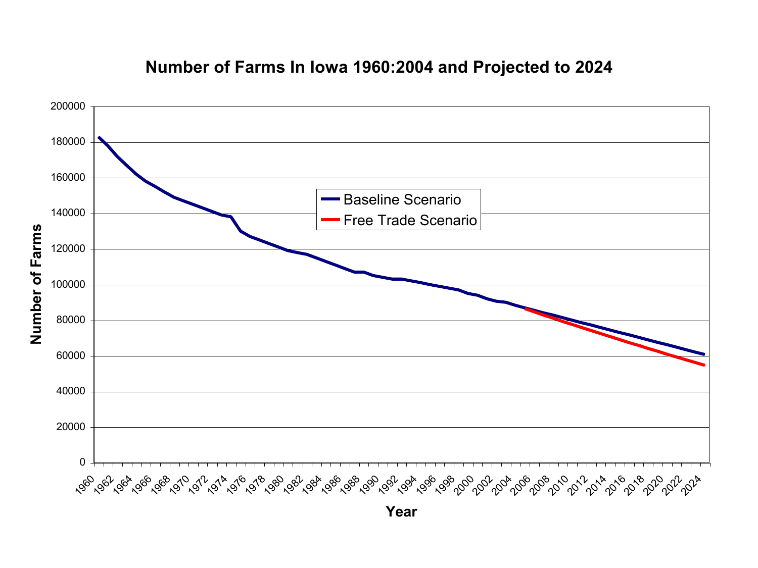# Number of Farms In Iowa 1960:2004 and Projected to 2024

Baseline Scenario

Free Trade Scenario

Number of Farms

Year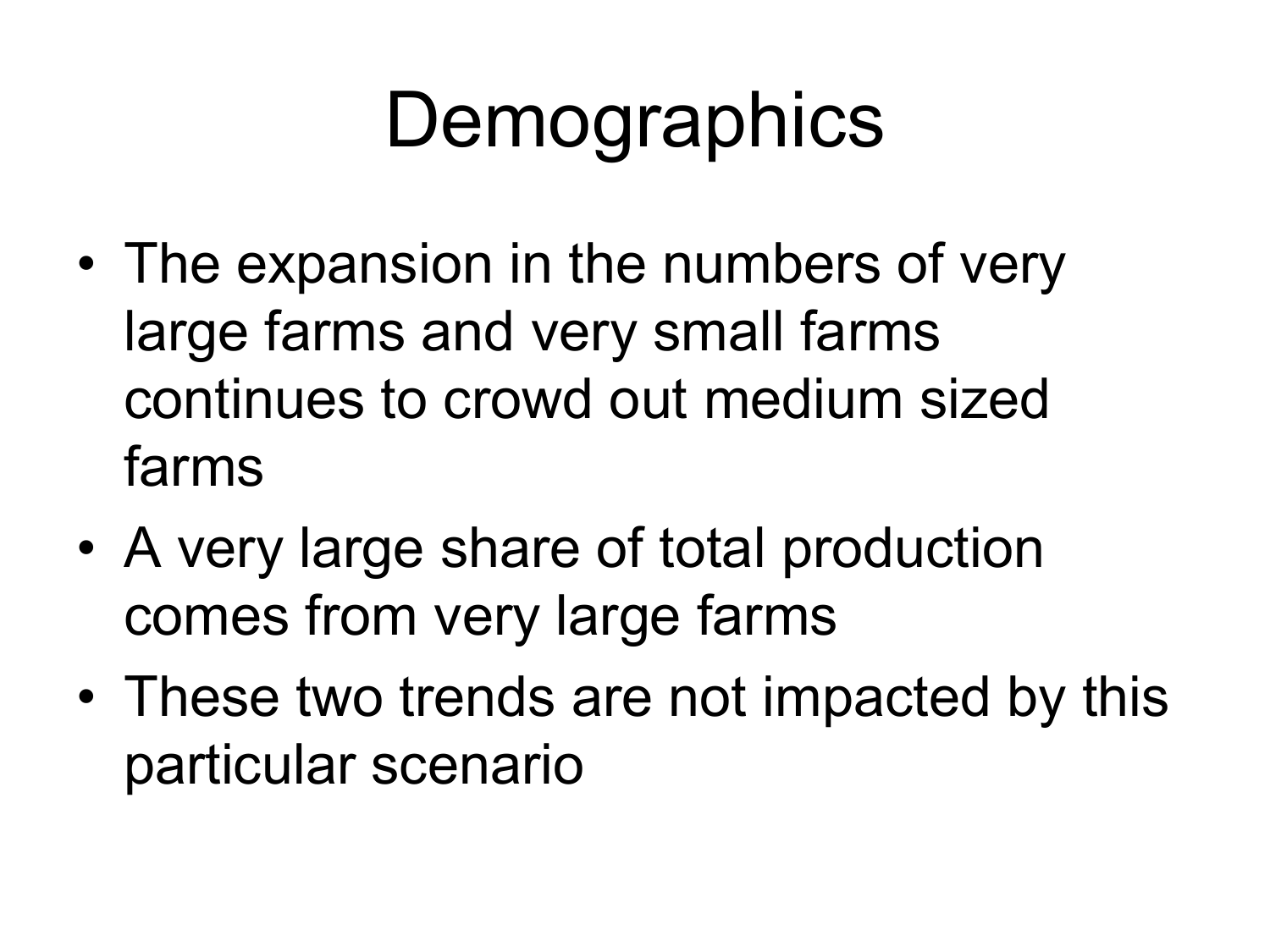# Demographics

- The expansion in the numbers of very large farms and very small farms continues to crowd out medium sized farms
- A very large share of total production comes from very large farms
- These two trends are not impacted by this particular scenario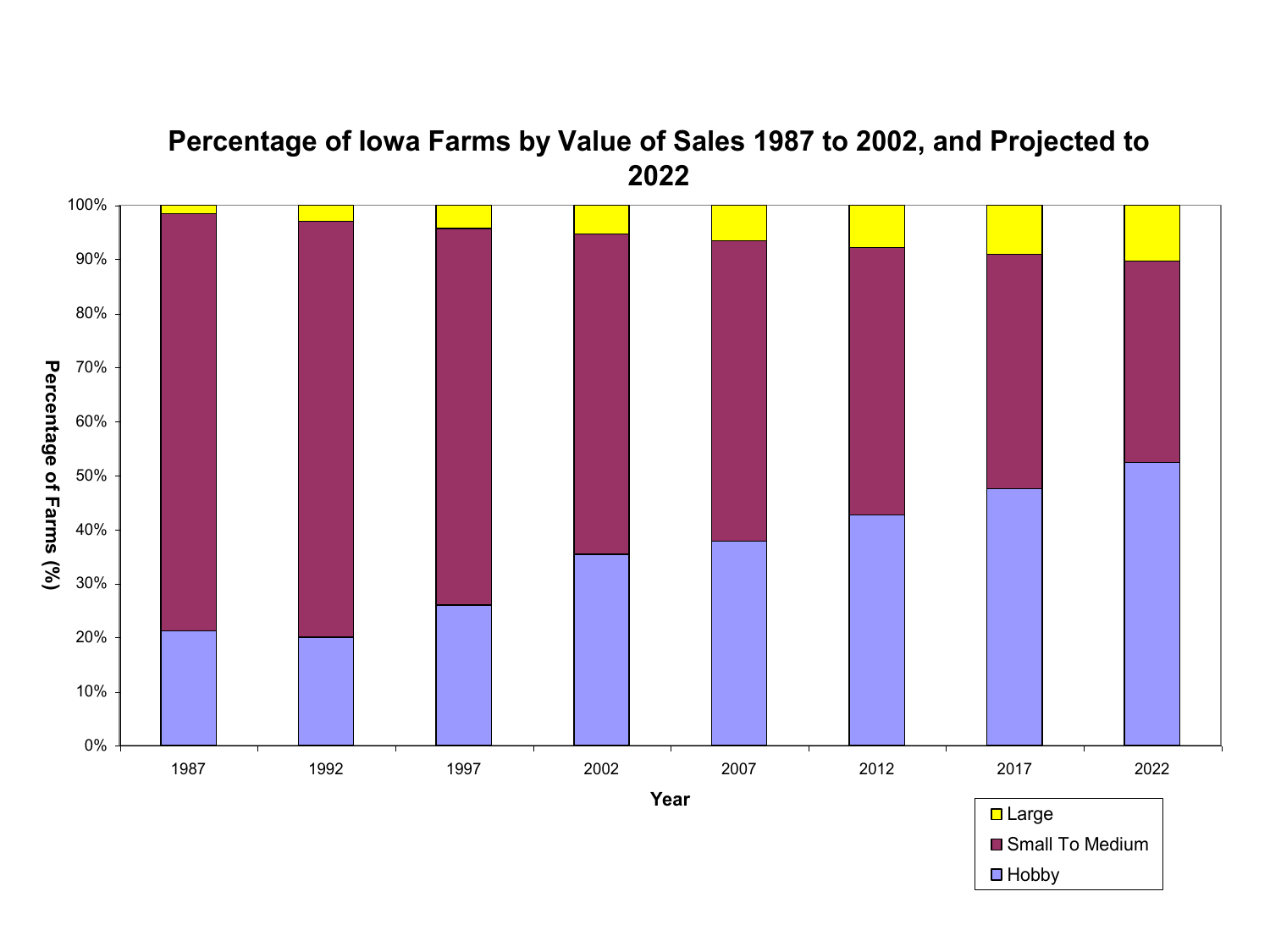**Percentage of Iowa Farms by Value of Sales 1987 to 2002, and Projected to 2022**

Percentage of Farms (%)

100%
90%
80%
70%
60%
50%
40%
30%
20%
10%
0%

1987 1992 1997 2002 2007 2012 2017 2022

Year

- Large
- Small To Medium
- Hobby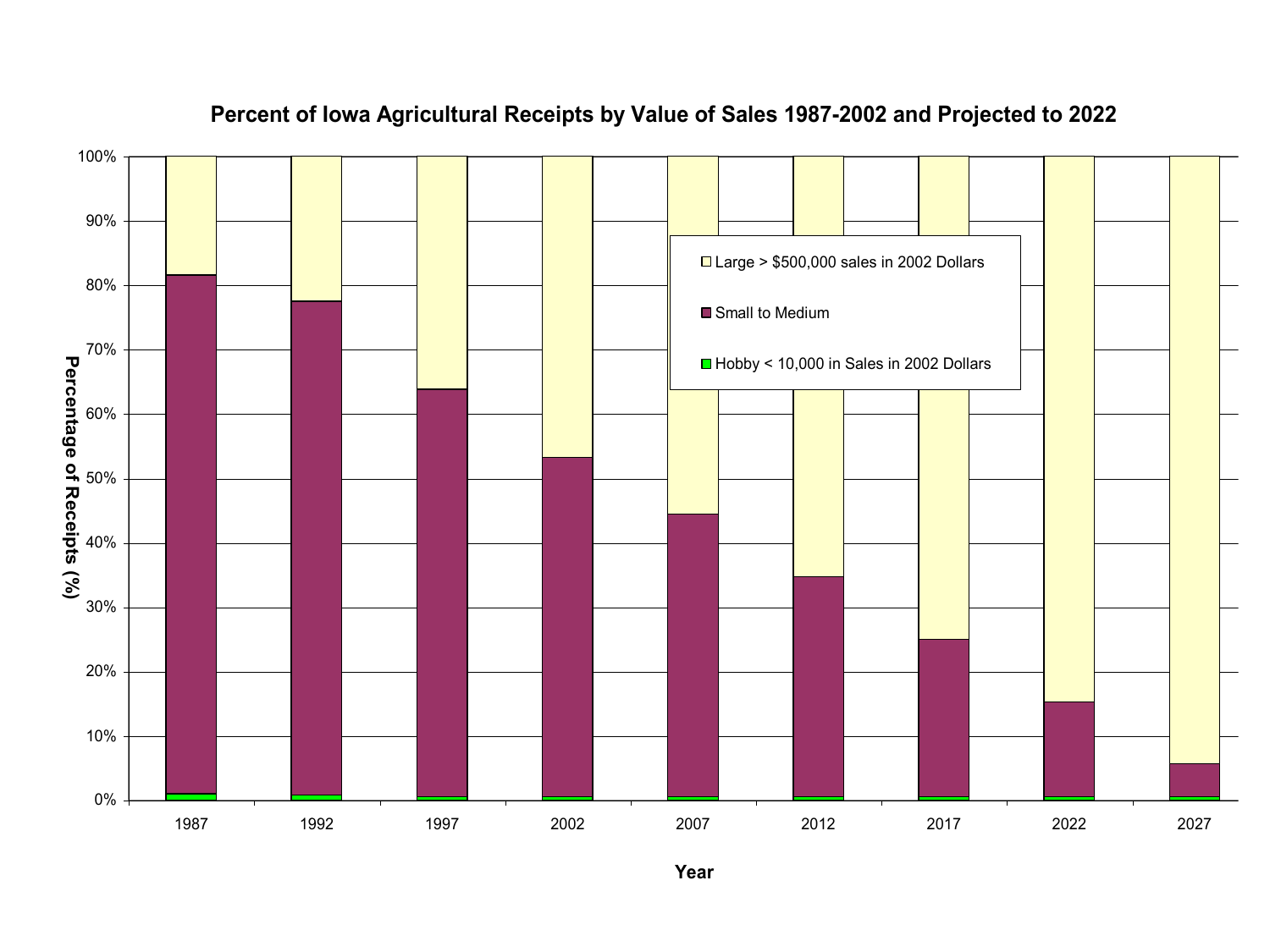**Percent of Iowa Agricultural Receipts by Value of Sales 1987-2002 and Projected to 2022**

Large > $500,000 sales in 2002 Dollars

Small to Medium

Hobby < 10,000 in Sales in 2002 Dollars

Percentage of Receipts (%)

100%
90%
80%
70%
60%
50%
40%
30%
20%
10%
0%

1987 1992 1997 2002 2007 2012 2017 2022 2027

Year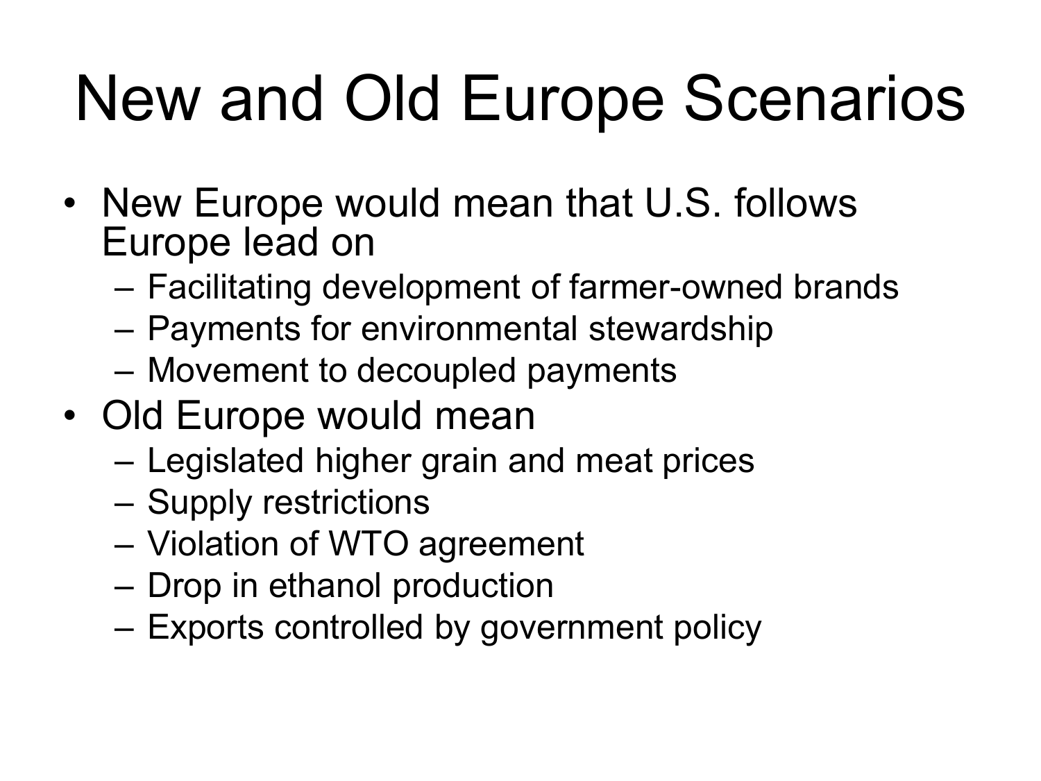# New and Old Europe Scenarios

- New Europe would mean that U.S. follows Europe lead on
  - Facilitating development of farmer-owned brands
  - Payments for environmental stewardship
  - Movement to decoupled payments
- Old Europe would mean
  - Legislated higher grain and meat prices
  - Supply restrictions
  - Violation of WTO agreement
  - Drop in ethanol production
  - Exports controlled by government policy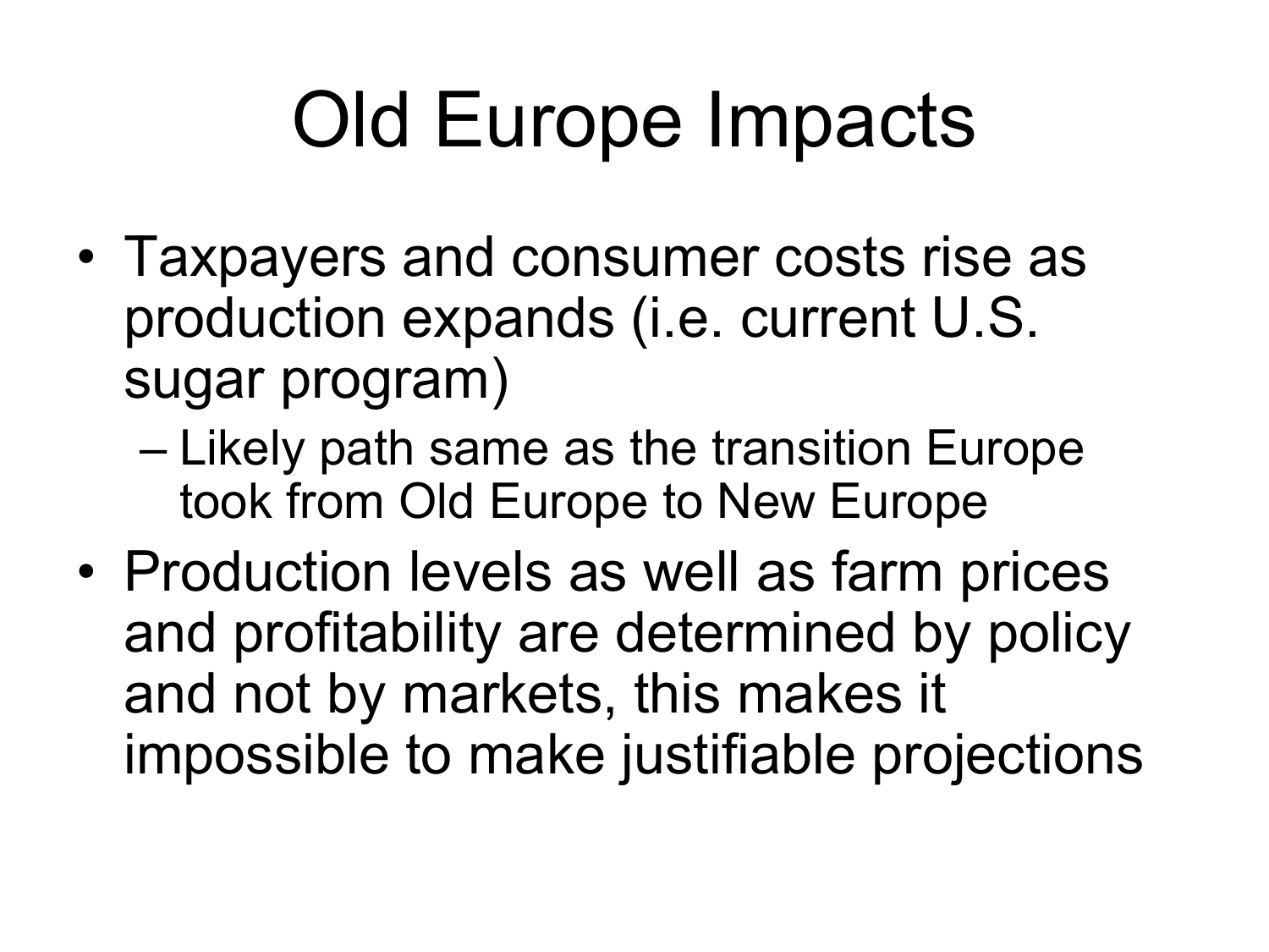# Old Europe Impacts

- Taxpayers and consumer costs rise as production expands (i.e. current U.S. sugar program)
  - Likely path same as the transition Europe took from Old Europe to New Europe
- Production levels as well as farm prices and profitability are determined by policy and not by markets, this makes it impossible to make justifiable projections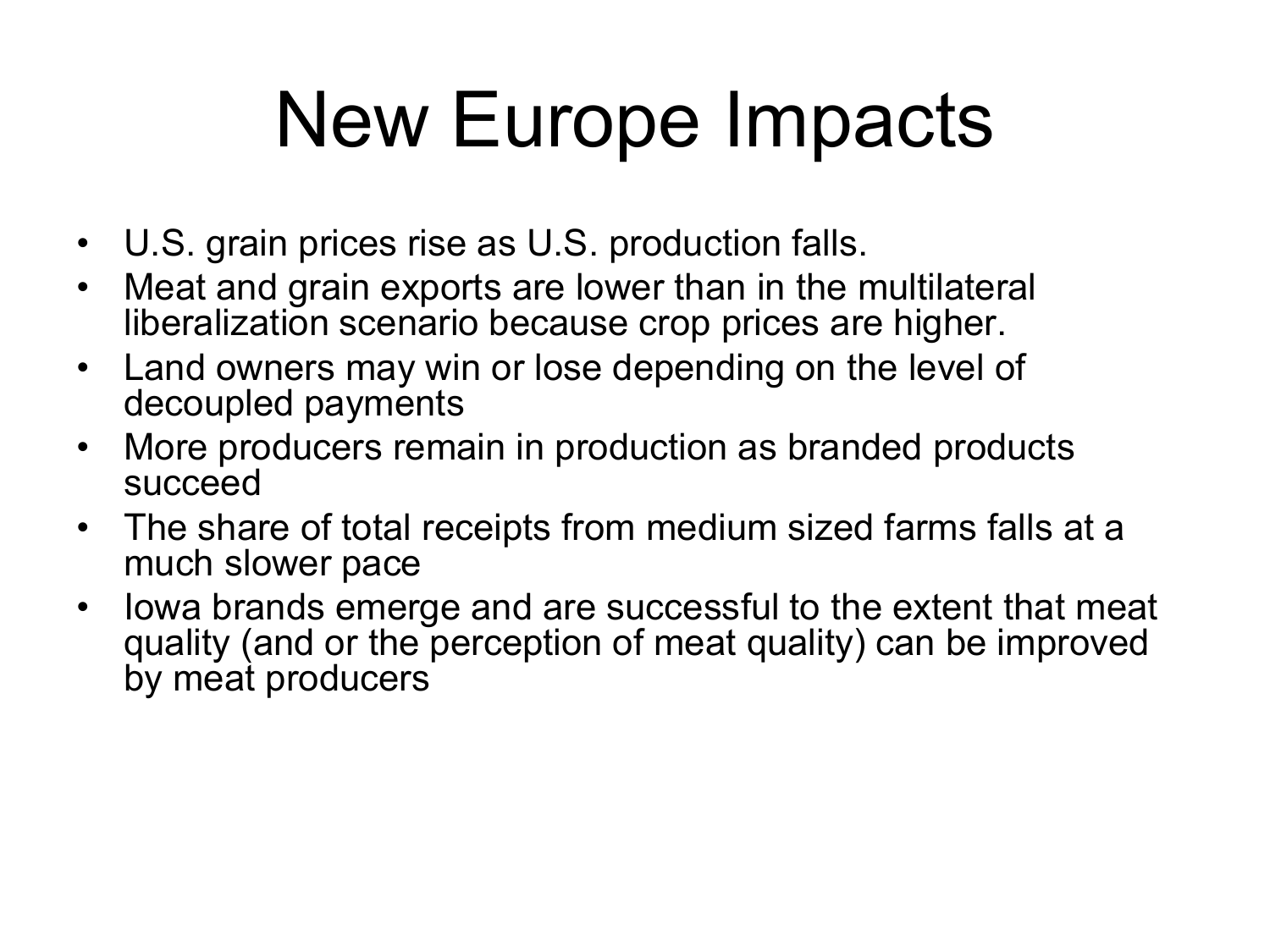# New Europe Impacts

- U.S. grain prices rise as U.S. production falls.
- Meat and grain exports are lower than in the multilateral liberalization scenario because crop prices are higher.
- Land owners may win or lose depending on the level of decoupled payments
- More producers remain in production as branded products succeed
- The share of total receipts from medium sized farms falls at a much slower pace
- Iowa brands emerge and are successful to the extent that meat quality (and or the perception of meat quality) can be improved by meat producers